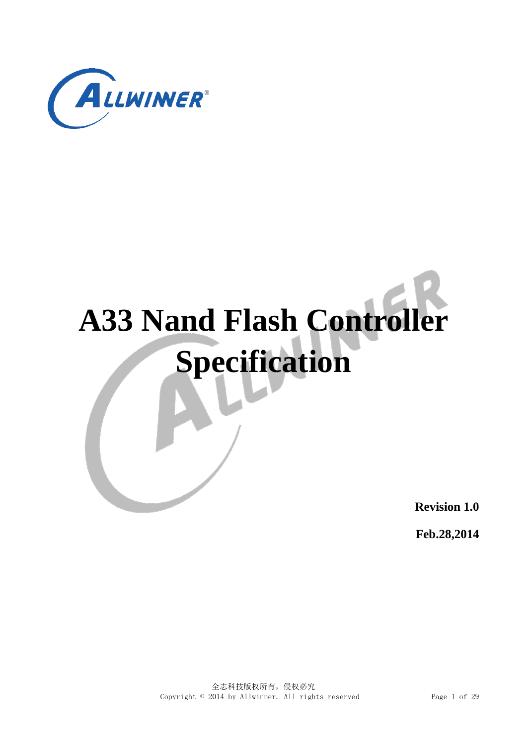# A33 Nand Flash Controller Specification

**Revision 1.0**

**Feb.28,2014**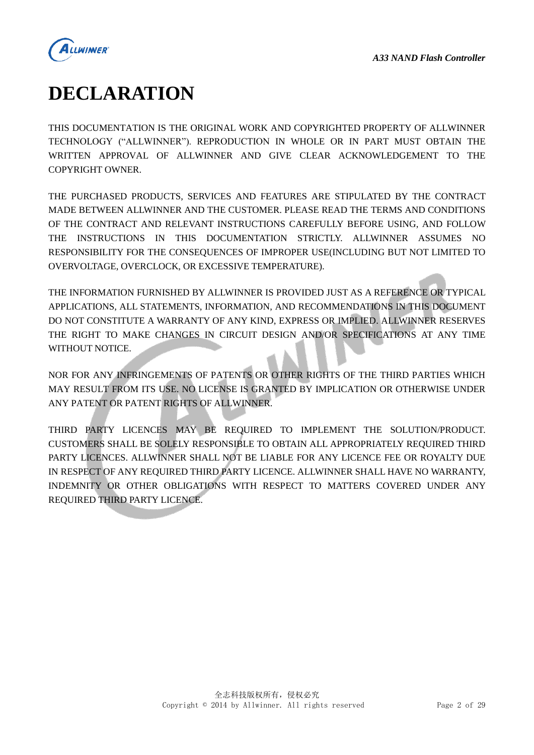# DECLARATION

THIS DOCUMENTATION IS THE ORIGINAL WORK AND COPYRIGHTED PROPERTY OF ALLWINNER TECHNOLOGY ("ALLWINNER"). REPRODUCTION IN WHOLE OR IN PART MUST OBTAIN THE WRITTEN APPROVAL OF ALLWINNER AND GIVE CLEAR ACKNOWLEDGEMENT TO THE COPYRIGHT OWNER.

THE PURCHASED PRODUCTS, SERVICES AND FEATURES ARE STIPULATED BY THE CONTRACT MADE BETWEEN ALLWINNER AND THE CUSTOMER. PLEASE READ THE TERMS AND CONDITIONS OF THE CONTRACT AND RELEVANT INSTRUCTIONS CAREFULLY BEFORE USING, AND FOLLOW THE INSTRUCTIONS IN THIS DOCUMENTATION STRICTLY. ALLWINNER ASSUMES NO RESPONSIBILITY FOR THE CONSEQUENCES OF IMPROPER USE(INCLUDING BUT NOT LIMITED TO OVERVOLTAGE, OVERCLOCK, OR EXCESSIVE TEMPERATURE).

THE INFORMATION FURNISHED BY ALLWINNER IS PROVIDED JUST AS A REFERENCE OR TYPICAL APPLICATIONS, ALL STATEMENTS, INFORMATION, AND RECOMMENDATIONS IN THIS DOCUMENT DO NOT CONSTITUTE A WARRANTY OF ANY KIND, EXPRESS OR IMPLIED. ALLWINNER RESERVES THE RIGHT TO MAKE CHANGES IN CIRCUIT DESIGN AND/OR SPECIFICATIONS AT ANY TIME WITHOUT NOTICE.

NOR FOR ANY INFRINGEMENTS OF PATENTS OR OTHER RIGHTS OF THE THIRD PARTIES WHICH MAY RESULT FROM ITS USE. NO LICENSE IS GRANTED BY IMPLICATION OR OTHERWISE UNDER ANY PATENT OR PATENT RIGHTS OF ALLWINNER.

THIRD PARTY LICENCES MAY BE REQUIRED TO IMPLEMENT THE SOLUTION/PRODUCT. CUSTOMERS SHALL BE SOLELY RESPONSIBLE TO OBTAIN ALL APPROPRIATELY REQUIRED THIRD PARTY LICENCES. ALLWINNER SHALL NOT BE LIABLE FOR ANY LICENCE FEE OR ROYALTY DUE IN RESPECT OF ANY REQUIRED THIRD PARTY LICENCE. ALLWINNER SHALL HAVE NO WARRANTY, INDEMNITY OR OTHER OBLIGATIONS WITH RESPECT TO MATTERS COVERED UNDER ANY REQUIRED THIRD PARTY LICENCE.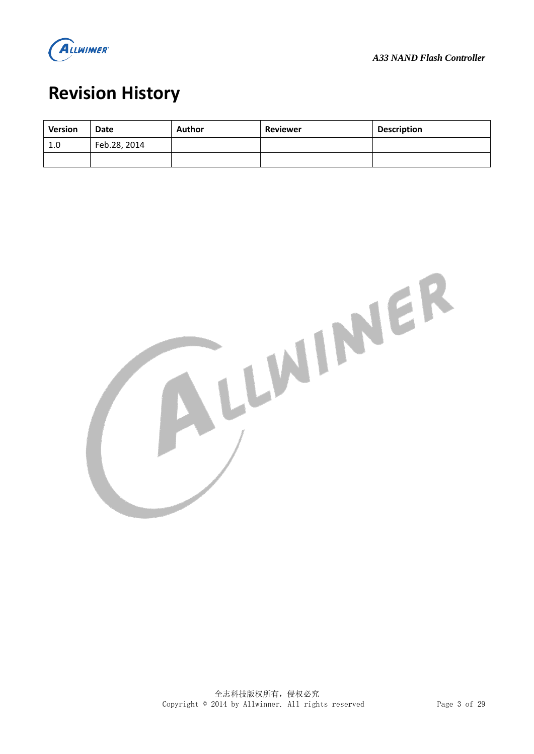# Revision History

| Version | Date | Author | Reviewer | Description |
|---|---|---|---|---|
| 1.0 | Feb.28, 2014 | | | |
| | | | | |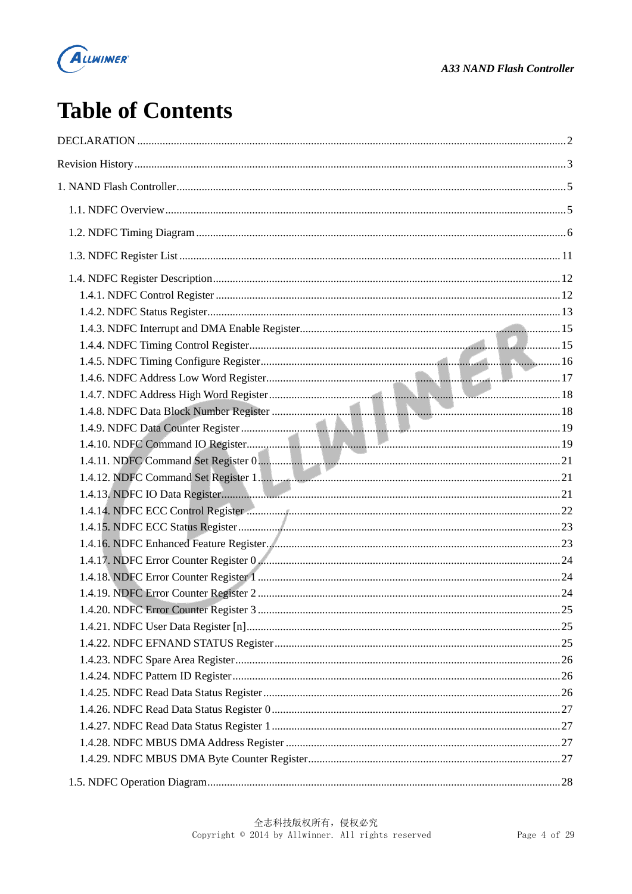# Table of Contents

DECLARATION .......... 2

Revision History .......... 3

1. NAND Flash Controller .......... 5

 1.1. NDFC Overview .......... 5

 1.2. NDFC Timing Diagram .......... 6

 1.3. NDFC Register List .......... 11

 1.4. NDFC Register Description .......... 12

  1.4.1. NDFC Control Register .......... 12

  1.4.2. NDFC Status Register .......... 13

  1.4.3. NDFC Interrupt and DMA Enable Register .......... 15

  1.4.4. NDFC Timing Control Register .......... 15

  1.4.5. NDFC Timing Configure Register .......... 16

  1.4.6. NDFC Address Low Word Register .......... 17

  1.4.7. NDFC Address High Word Register .......... 18

  1.4.8. NDFC Data Block Number Register .......... 18

  1.4.9. NDFC Data Counter Register .......... 19

  1.4.10. NDFC Command IO Register .......... 19

  1.4.11. NDFC Command Set Register 0 .......... 21

  1.4.12. NDFC Command Set Register 1 .......... 21

  1.4.13. NDFC IO Data Register .......... 21

  1.4.14. NDFC ECC Control Register .......... 22

  1.4.15. NDFC ECC Status Register .......... 23

  1.4.16. NDFC Enhanced Feature Register .......... 23

  1.4.17. NDFC Error Counter Register 0 .......... 24

  1.4.18. NDFC Error Counter Register 1 .......... 24

  1.4.19. NDFC Error Counter Register 2 .......... 24

  1.4.20. NDFC Error Counter Register 3 .......... 25

  1.4.21. NDFC User Data Register [n] .......... 25

  1.4.22. NDFC EFNAND STATUS Register .......... 25

  1.4.23. NDFC Spare Area Register .......... 26

  1.4.24. NDFC Pattern ID Register .......... 26

  1.4.25. NDFC Read Data Status Register .......... 26

  1.4.26. NDFC Read Data Status Register 0 .......... 27

  1.4.27. NDFC Read Data Status Register 1 .......... 27

  1.4.28. NDFC MBUS DMA Address Register .......... 27

  1.4.29. NDFC MBUS DMA Byte Counter Register .......... 27

 1.5. NDFC Operation Diagram .......... 28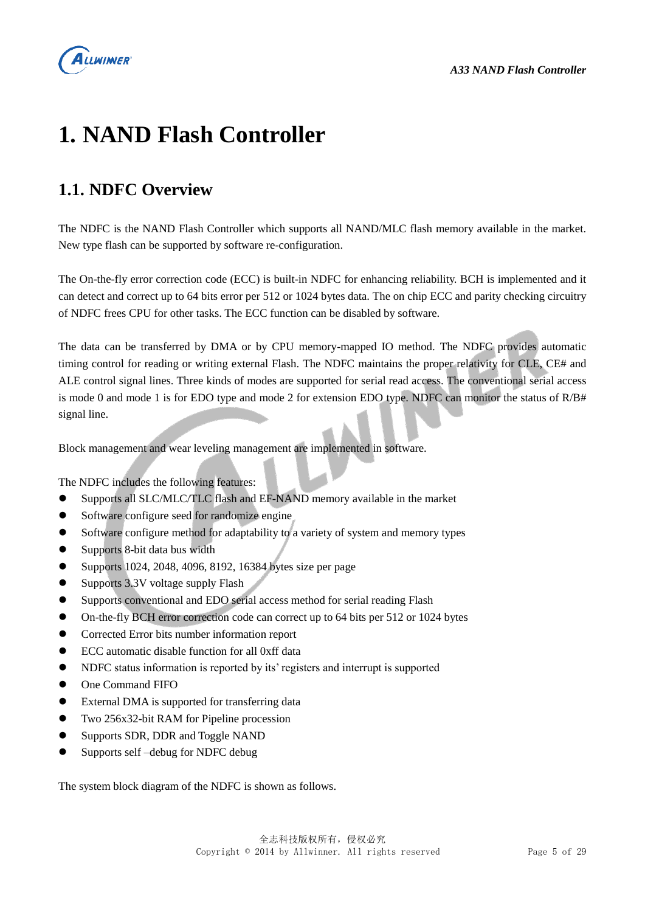# 1. NAND Flash Controller

## 1.1. NDFC Overview

The NDFC is the NAND Flash Controller which supports all NAND/MLC flash memory available in the market. New type flash can be supported by software re-configuration.

The On-the-fly error correction code (ECC) is built-in NDFC for enhancing reliability. BCH is implemented and it can detect and correct up to 64 bits error per 512 or 1024 bytes data. The on chip ECC and parity checking circuitry of NDFC frees CPU for other tasks. The ECC function can be disabled by software.

The data can be transferred by DMA or by CPU memory-mapped IO method. The NDFC provides automatic timing control for reading or writing external Flash. The NDFC maintains the proper relativity for CLE, CE# and ALE control signal lines. Three kinds of modes are supported for serial read access. The conventional serial access is mode 0 and mode 1 is for EDO type and mode 2 for extension EDO type. NDFC can monitor the status of R/B# signal line.

Block management and wear leveling management are implemented in software.

The NDFC includes the following features:

- Supports all SLC/MLC/TLC flash and EF-NAND memory available in the market
- Software configure seed for randomize engine
- Software configure method for adaptability to a variety of system and memory types
- Supports 8-bit data bus width
- Supports 1024, 2048, 4096, 8192, 16384 bytes size per page
- Supports 3.3V voltage supply Flash
- Supports conventional and EDO serial access method for serial reading Flash
- On-the-fly BCH error correction code can correct up to 64 bits per 512 or 1024 bytes
- Corrected Error bits number information report
- ECC automatic disable function for all 0xff data
- NDFC status information is reported by its' registers and interrupt is supported
- One Command FIFO
- External DMA is supported for transferring data
- Two 256x32-bit RAM for Pipeline procession
- Supports SDR, DDR and Toggle NAND
- Supports self –debug for NDFC debug

The system block diagram of the NDFC is shown as follows.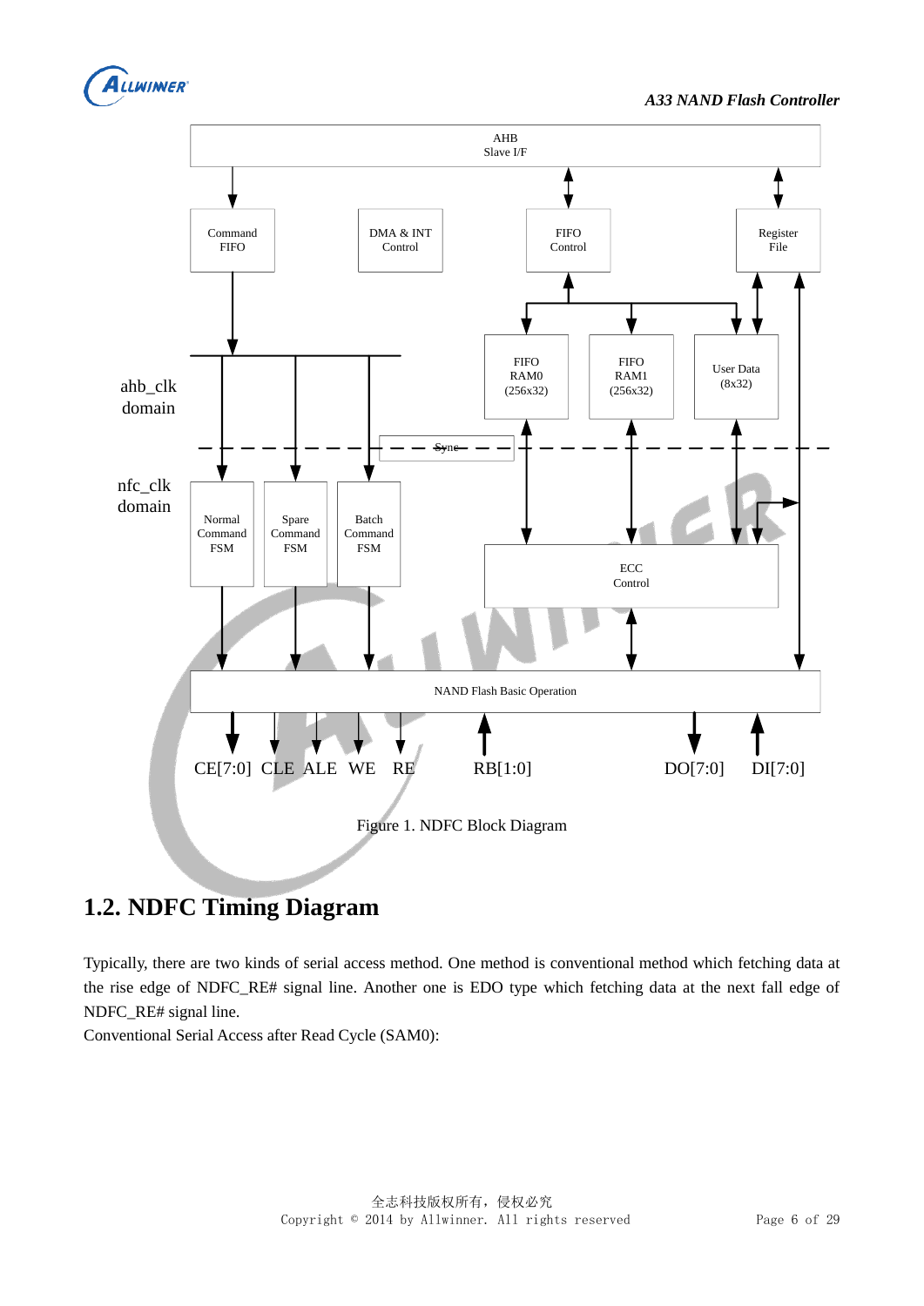AHB
Slave I/F

Command FIFO | DMA & INT Control | FIFO Control | Register File

ahb_clk domain

FIFO RAM0 (256x32) | FIFO RAM1 (256x32) | User Data (8x32)

Sync

nfc_clk domain

Normal Command FSM | Spare Command FSM | Batch Command FSM

ECC Control

NAND Flash Basic Operation

CE[7:0] CLE ALE WE RE RB[1:0] DO[7:0] DI[7:0]

Figure 1. NDFC Block Diagram

## 1.2. NDFC Timing Diagram

Typically, there are two kinds of serial access method. One method is conventional method which fetching data at the rise edge of NDFC_RE# signal line. Another one is EDO type which fetching data at the next fall edge of NDFC_RE# signal line.

Conventional Serial Access after Read Cycle (SAM0):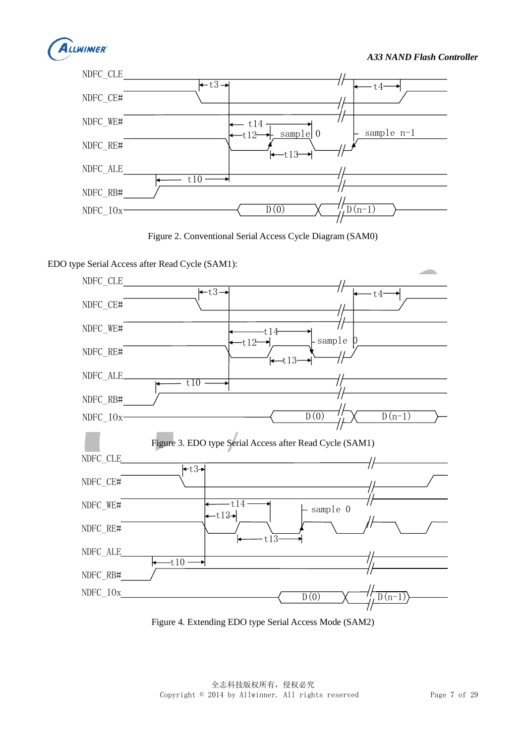Figure 2. Conventional Serial Access Cycle Diagram (SAM0)

EDO type Serial Access after Read Cycle (SAM1):

Figure 3. EDO type Serial Access after Read Cycle (SAM1)

Figure 4. Extending EDO type Serial Access Mode (SAM2)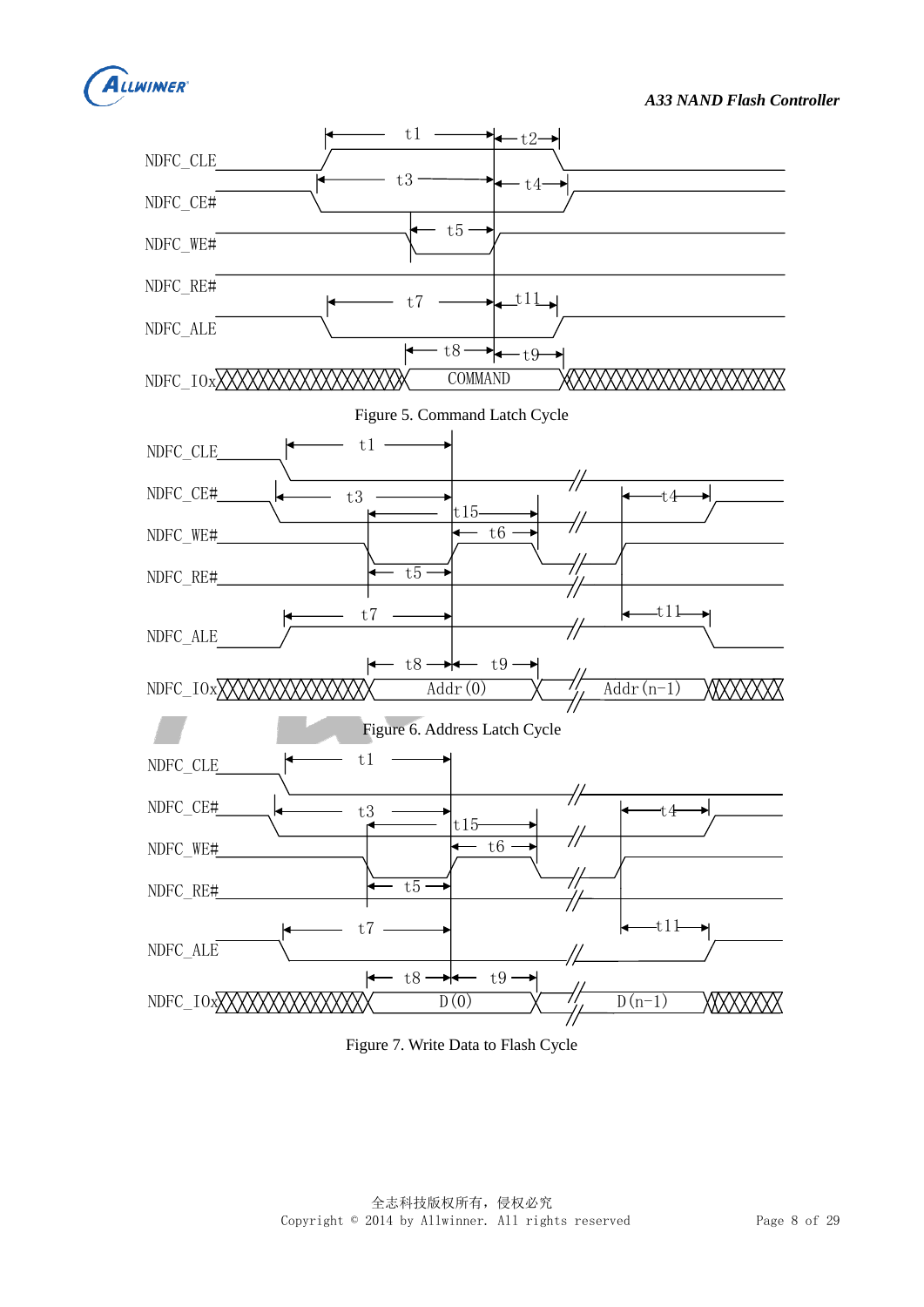NDFC_CLE

NDFC_CE#

NDFC_WE#

NDFC_RE#

NDFC_ALE

NDFC_IOx

t1 t2 t3 t4 t5 t7 t11 t8 t9

COMMAND

Figure 5. Command Latch Cycle

NDFC_CLE

NDFC_CE#

NDFC_WE#

NDFC_RE#

NDFC_ALE

NDFC_IOx

t1 t3 t15 t6 t4 t5 t7 t11 t8 t9

Addr(0) Addr(n-1)

Figure 6. Address Latch Cycle

NDFC_CLE

NDFC_CE#

NDFC_WE#

NDFC_RE#

NDFC_ALE

NDFC_IOx

t1 t3 t15 t6 t4 t5 t7 t11 t8 t9

D(0) D(n-1)

Figure 7. Write Data to Flash Cycle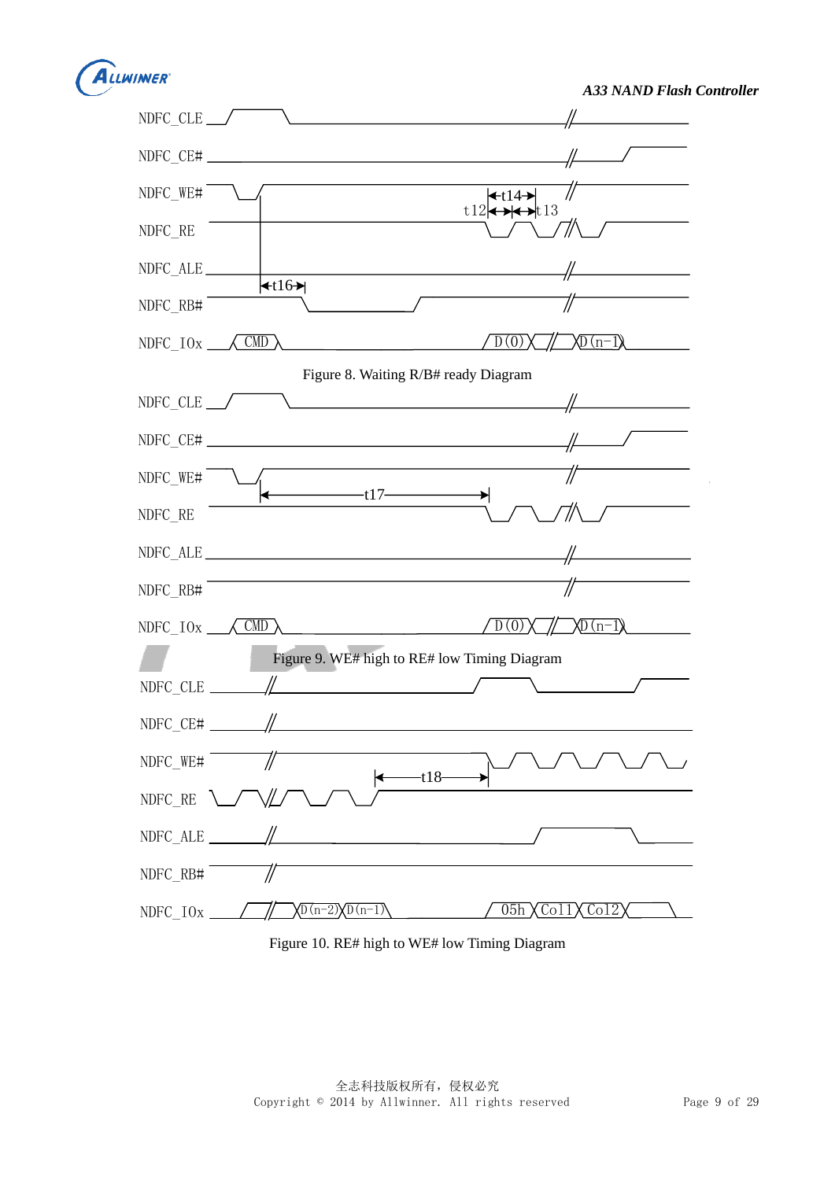Figure 8. Waiting R/B# ready Diagram

Figure 9. WE# high to RE# low Timing Diagram

Figure 10. RE# high to WE# low Timing Diagram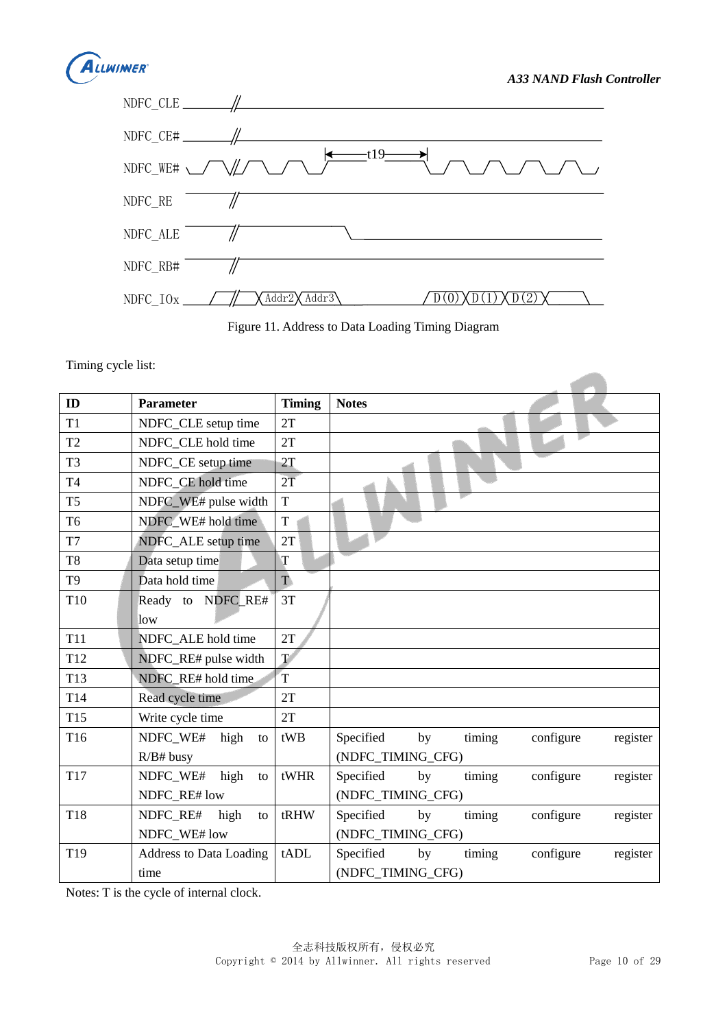Figure 11. Address to Data Loading Timing Diagram

Timing cycle list:

| ID | Parameter | Timing | Notes |
|---|---|---|---|
| T1 | NDFC_CLE setup time | 2T | |
| T2 | NDFC_CLE hold time | 2T | |
| T3 | NDFC_CE setup time | 2T | |
| T4 | NDFC_CE hold time | 2T | |
| T5 | NDFC_WE# pulse width | T | |
| T6 | NDFC_WE# hold time | T | |
| T7 | NDFC_ALE setup time | 2T | |
| T8 | Data setup time | T | |
| T9 | Data hold time | T | |
| T10 | Ready to NDFC_RE# low | 3T | |
| T11 | NDFC_ALE hold time | 2T | |
| T12 | NDFC_RE# pulse width | T | |
| T13 | NDFC_RE# hold time | T | |
| T14 | Read cycle time | 2T | |
| T15 | Write cycle time | 2T | |
| T16 | NDFC_WE# high to R/B# busy | tWB | Specified by timing configure register (NDFC_TIMING_CFG) |
| T17 | NDFC_WE# high to NDFC_RE# low | tWHR | Specified by timing configure register (NDFC_TIMING_CFG) |
| T18 | NDFC_RE# high to NDFC_WE# low | tRHW | Specified by timing configure register (NDFC_TIMING_CFG) |
| T19 | Address to Data Loading time | tADL | Specified by timing configure register (NDFC_TIMING_CFG) |

Notes: T is the cycle of internal clock.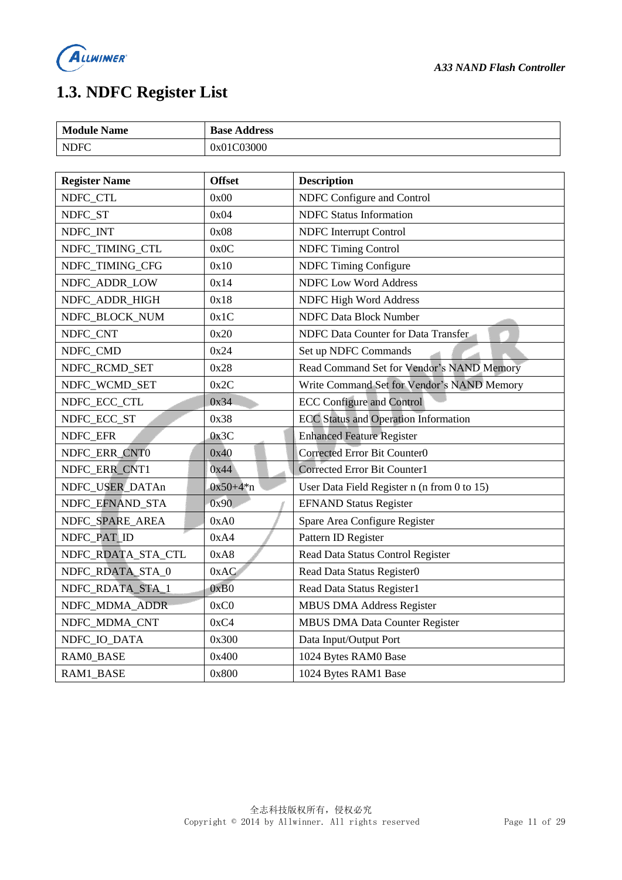## 1.3. NDFC Register List

| Module Name | Base Address |
|---|---|
| NDFC | 0x01C03000 |

| Register Name | Offset | Description |
|---|---|---|
| NDFC_CTL | 0x00 | NDFC Configure and Control |
| NDFC_ST | 0x04 | NDFC Status Information |
| NDFC_INT | 0x08 | NDFC Interrupt Control |
| NDFC_TIMING_CTL | 0x0C | NDFC Timing Control |
| NDFC_TIMING_CFG | 0x10 | NDFC Timing Configure |
| NDFC_ADDR_LOW | 0x14 | NDFC Low Word Address |
| NDFC_ADDR_HIGH | 0x18 | NDFC High Word Address |
| NDFC_BLOCK_NUM | 0x1C | NDFC Data Block Number |
| NDFC_CNT | 0x20 | NDFC Data Counter for Data Transfer |
| NDFC_CMD | 0x24 | Set up NDFC Commands |
| NDFC_RCMD_SET | 0x28 | Read Command Set for Vendor's NAND Memory |
| NDFC_WCMD_SET | 0x2C | Write Command Set for Vendor's NAND Memory |
| NDFC_ECC_CTL | 0x34 | ECC Configure and Control |
| NDFC_ECC_ST | 0x38 | ECC Status and Operation Information |
| NDFC_EFR | 0x3C | Enhanced Feature Register |
| NDFC_ERR_CNT0 | 0x40 | Corrected Error Bit Counter0 |
| NDFC_ERR_CNT1 | 0x44 | Corrected Error Bit Counter1 |
| NDFC_USER_DATAn | 0x50+4*n | User Data Field Register n (n from 0 to 15) |
| NDFC_EFNAND_STA | 0x90 | EFNAND Status Register |
| NDFC_SPARE_AREA | 0xA0 | Spare Area Configure Register |
| NDFC_PAT_ID | 0xA4 | Pattern ID Register |
| NDFC_RDATA_STA_CTL | 0xA8 | Read Data Status Control Register |
| NDFC_RDATA_STA_0 | 0xAC | Read Data Status Register0 |
| NDFC_RDATA_STA_1 | 0xB0 | Read Data Status Register1 |
| NDFC_MDMA_ADDR | 0xC0 | MBUS DMA Address Register |
| NDFC_MDMA_CNT | 0xC4 | MBUS DMA Data Counter Register |
| NDFC_IO_DATA | 0x300 | Data Input/Output Port |
| RAM0_BASE | 0x400 | 1024 Bytes RAM0 Base |
| RAM1_BASE | 0x800 | 1024 Bytes RAM1 Base |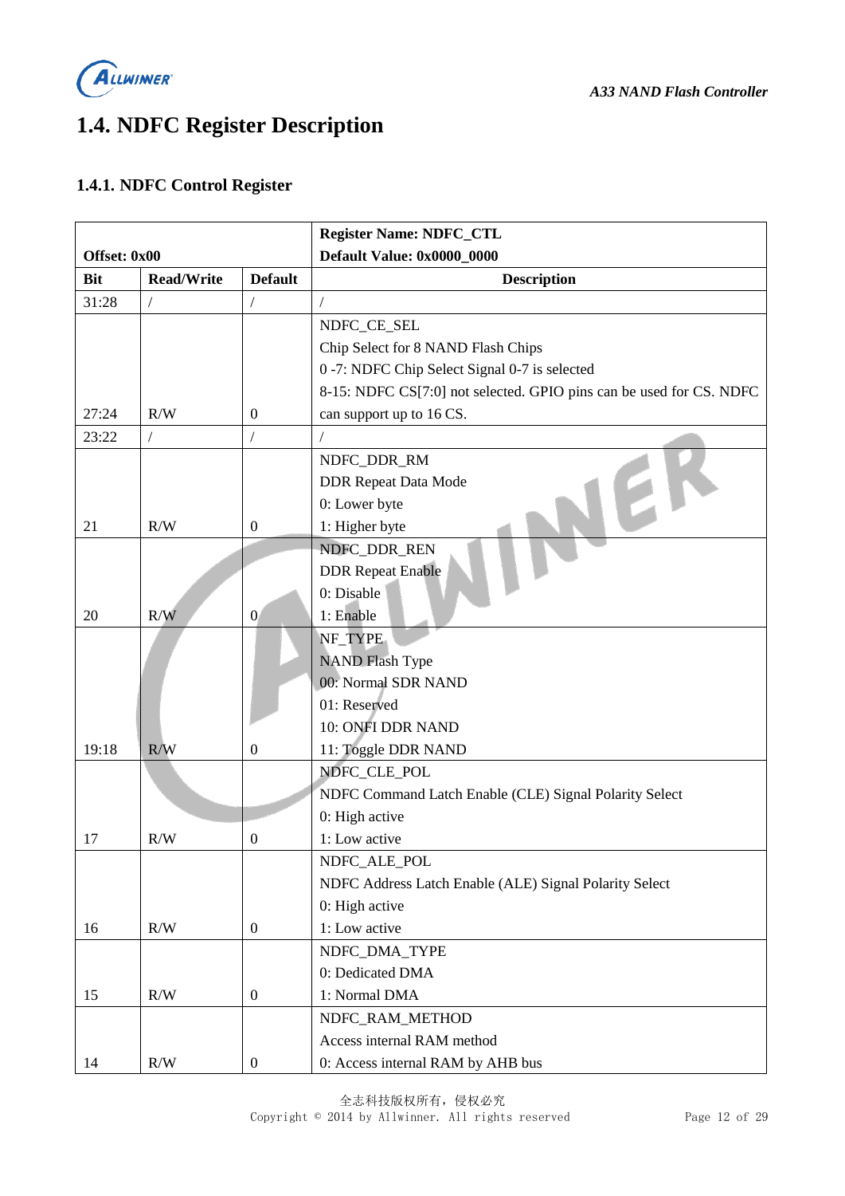# 1.4. NDFC Register Description

## 1.4.1. NDFC Control Register

| Offset: 0x00 | | | Register Name: NDFC_CTL<br>Default Value: 0x0000_0000 |
|---|---|---|---|
| **Bit** | **Read/Write** | **Default** | **Description** |
| 31:28 | / | / | / |
| 27:24 | R/W | 0 | NDFC_CE_SEL<br>Chip Select for 8 NAND Flash Chips<br>0 -7: NDFC Chip Select Signal 0-7 is selected<br>8-15: NDFC CS[7:0] not selected. GPIO pins can be used for CS. NDFC can support up to 16 CS. |
| 23:22 | / | / | / |
| 21 | R/W | 0 | NDFC_DDR_RM<br>DDR Repeat Data Mode<br>0: Lower byte<br>1: Higher byte |
| 20 | R/W | 0 | NDFC_DDR_REN<br>DDR Repeat Enable<br>0: Disable<br>1: Enable |
| 19:18 | R/W | 0 | NF_TYPE<br>NAND Flash Type<br>00: Normal SDR NAND<br>01: Reserved<br>10: ONFI DDR NAND<br>11: Toggle DDR NAND |
| 17 | R/W | 0 | NDFC_CLE_POL<br>NDFC Command Latch Enable (CLE) Signal Polarity Select<br>0: High active<br>1: Low active |
| 16 | R/W | 0 | NDFC_ALE_POL<br>NDFC Address Latch Enable (ALE) Signal Polarity Select<br>0: High active<br>1: Low active |
| 15 | R/W | 0 | NDFC_DMA_TYPE<br>0: Dedicated DMA<br>1: Normal DMA |
| 14 | R/W | 0 | NDFC_RAM_METHOD<br>Access internal RAM method<br>0: Access internal RAM by AHB bus |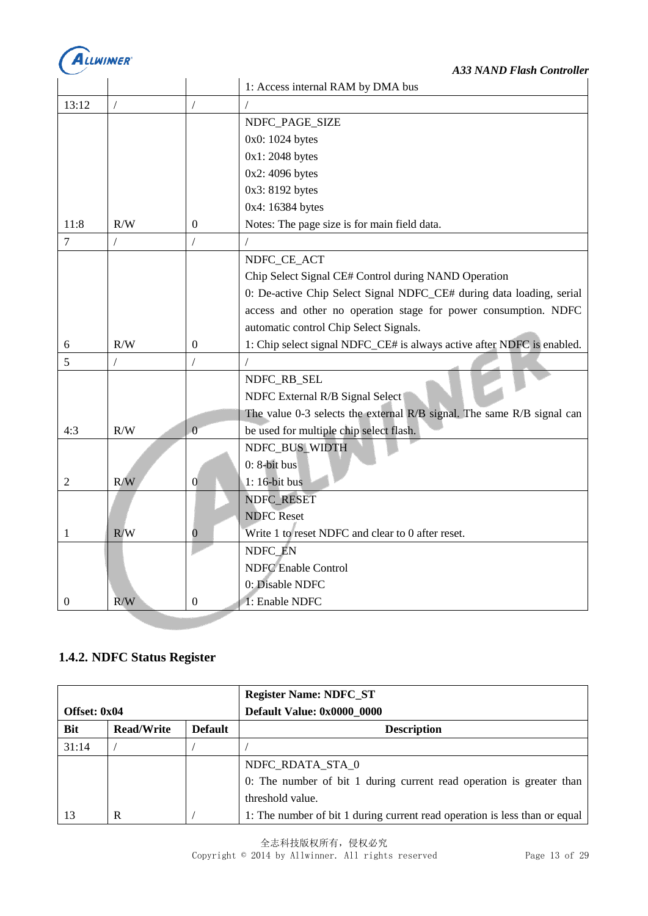| Bit | Read/Write | Default | Description |
|---|---|---|---|
| | | | 1: Access internal RAM by DMA bus |
| 13:12 | / | / | / |
| 11:8 | R/W | 0 | NDFC_PAGE_SIZE<br>0x0: 1024 bytes<br>0x1: 2048 bytes<br>0x2: 4096 bytes<br>0x3: 8192 bytes<br>0x4: 16384 bytes<br>Notes: The page size is for main field data. |
| 7 | / | / | / |
| 6 | R/W | 0 | NDFC_CE_ACT<br>Chip Select Signal CE# Control during NAND Operation<br>0: De-active Chip Select Signal NDFC_CE# during data loading, serial access and other no operation stage for power consumption. NDFC automatic control Chip Select Signals.<br>1: Chip select signal NDFC_CE# is always active after NDFC is enabled. |
| 5 | / | / | / |
| 4:3 | R/W | 0 | NDFC_RB_SEL<br>NDFC External R/B Signal Select<br>The value 0-3 selects the external R/B signal. The same R/B signal can be used for multiple chip select flash. |
| 2 | R/W | 0 | NDFC_BUS_WIDTH<br>0: 8-bit bus<br>1: 16-bit bus |
| 1 | R/W | 0 | NDFC_RESET<br>NDFC Reset<br>Write 1 to reset NDFC and clear to 0 after reset. |
| 0 | R/W | 0 | NDFC_EN<br>NDFC Enable Control<br>0: Disable NDFC<br>1: Enable NDFC |

### 1.4.2. NDFC Status Register

| Offset: 0x04 | | | Register Name: NDFC_ST<br>Default Value: 0x0000_0000 |
|---|---|---|---|
| **Bit** | **Read/Write** | **Default** | **Description** |
| 31:14 | / | / | / |
| 13 | R | / | NDFC_RDATA_STA_0<br>0: The number of bit 1 during current read operation is greater than threshold value.<br>1: The number of bit 1 during current read operation is less than or equal |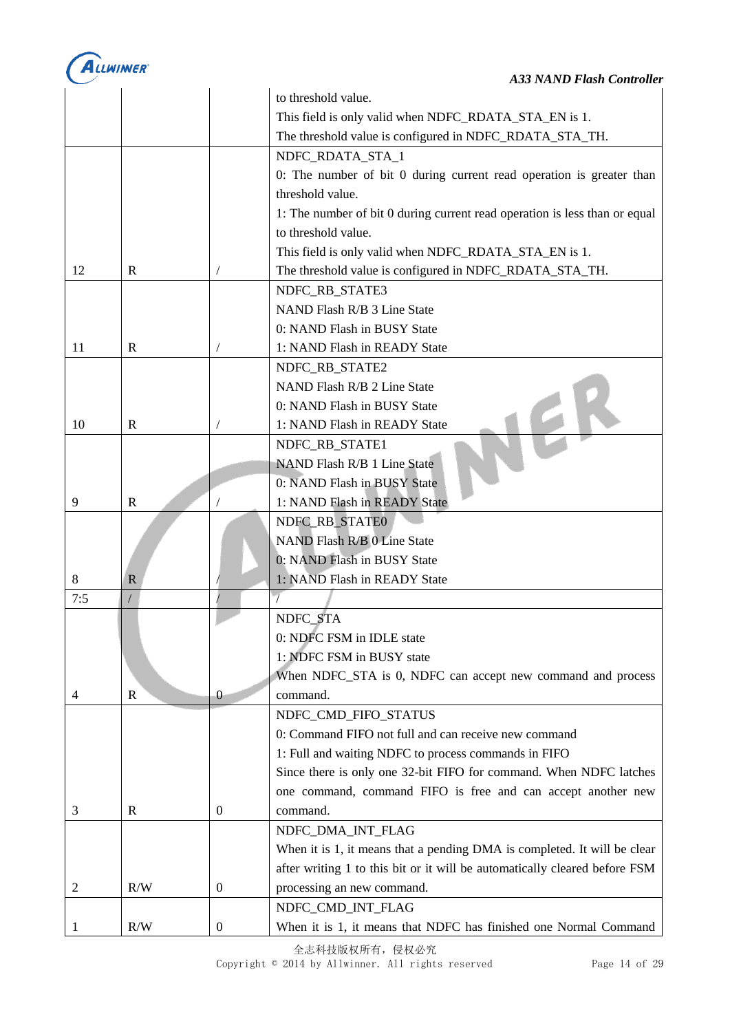| | | | |
|---|---|---|---|
| | | | to threshold value.<br>This field is only valid when NDFC_RDATA_STA_EN is 1.<br>The threshold value is configured in NDFC_RDATA_STA_TH. |
| 12 | R | / | NDFC_RDATA_STA_1<br>0: The number of bit 0 during current read operation is greater than threshold value.<br>1: The number of bit 0 during current read operation is less than or equal to threshold value.<br>This field is only valid when NDFC_RDATA_STA_EN is 1.<br>The threshold value is configured in NDFC_RDATA_STA_TH. |
| 11 | R | / | NDFC_RB_STATE3<br>NAND Flash R/B 3 Line State<br>0: NAND Flash in BUSY State<br>1: NAND Flash in READY State |
| 10 | R | / | NDFC_RB_STATE2<br>NAND Flash R/B 2 Line State<br>0: NAND Flash in BUSY State<br>1: NAND Flash in READY State |
| 9 | R | / | NDFC_RB_STATE1<br>NAND Flash R/B 1 Line State<br>0: NAND Flash in BUSY State<br>1: NAND Flash in READY State |
| 8 | R | / | NDFC_RB_STATE0<br>NAND Flash R/B 0 Line State<br>0: NAND Flash in BUSY State<br>1: NAND Flash in READY State |
| 7:5 | / | / | / |
| 4 | R | 0 | NDFC_STA<br>0: NDFC FSM in IDLE state<br>1: NDFC FSM in BUSY state<br>When NDFC_STA is 0, NDFC can accept new command and process command. |
| 3 | R | 0 | NDFC_CMD_FIFO_STATUS<br>0: Command FIFO not full and can receive new command<br>1: Full and waiting NDFC to process commands in FIFO<br>Since there is only one 32-bit FIFO for command. When NDFC latches one command, command FIFO is free and can accept another new command. |
| 2 | R/W | 0 | NDFC_DMA_INT_FLAG<br>When it is 1, it means that a pending DMA is completed. It will be clear after writing 1 to this bit or it will be automatically cleared before FSM processing an new command. |
| 1 | R/W | 0 | NDFC_CMD_INT_FLAG<br>When it is 1, it means that NDFC has finished one Normal Command |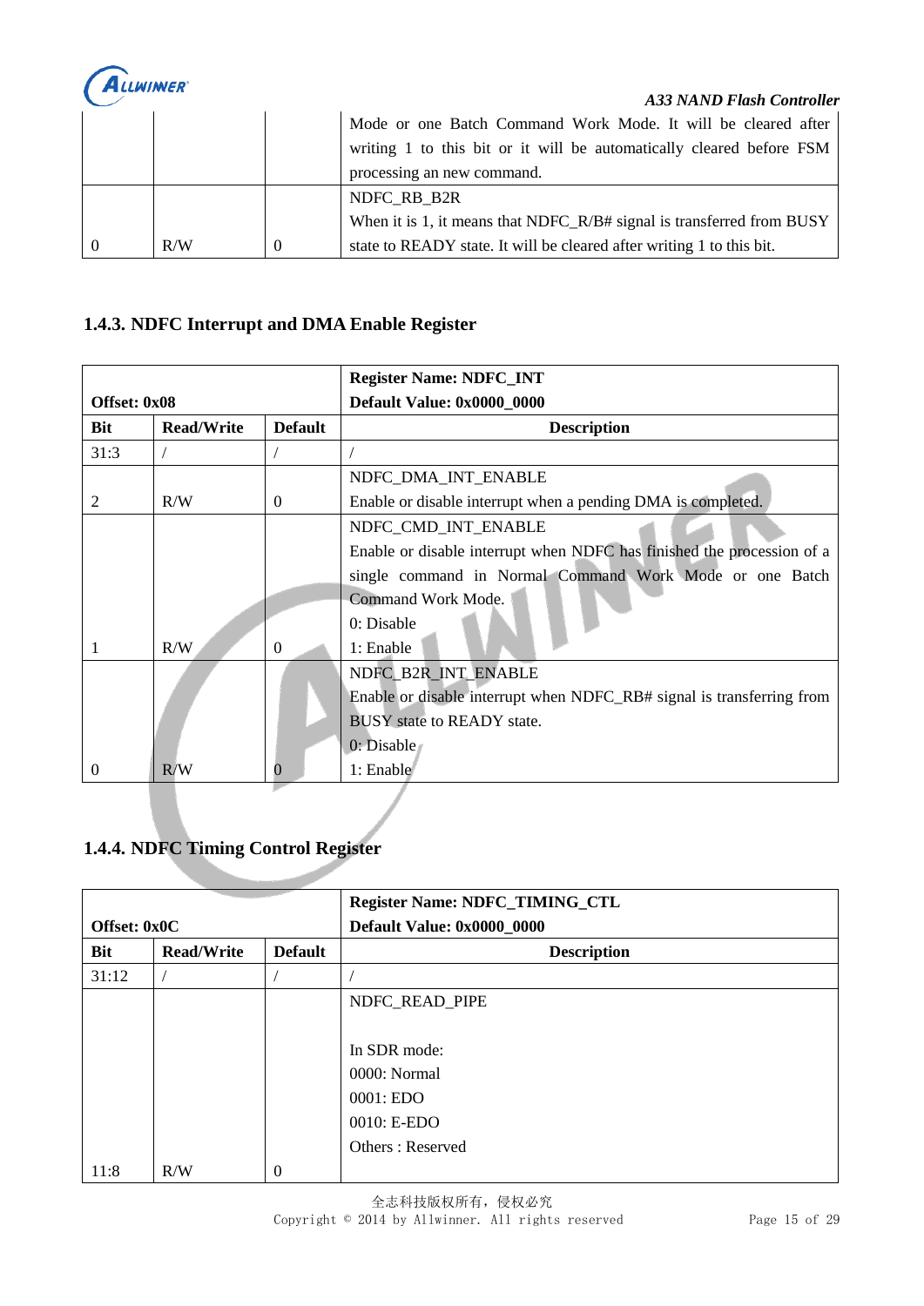| | | | Mode or one Batch Command Work Mode. It will be cleared after writing 1 to this bit or it will be automatically cleared before FSM processing an new command. |
|---|---|---|---|
| 0 | R/W | 0 | NDFC_RB_B2R<br>When it is 1, it means that NDFC_R/B# signal is transferred from BUSY state to READY state. It will be cleared after writing 1 to this bit. |

### 1.4.3. NDFC Interrupt and DMA Enable Register

| Offset: 0x08 | | | Register Name: NDFC_INT<br>Default Value: 0x0000_0000 |
|---|---|---|---|
| **Bit** | **Read/Write** | **Default** | **Description** |
| 31:3 | / | / | / |
| 2 | R/W | 0 | NDFC_DMA_INT_ENABLE<br>Enable or disable interrupt when a pending DMA is completed. |
| 1 | R/W | 0 | NDFC_CMD_INT_ENABLE<br>Enable or disable interrupt when NDFC has finished the procession of a single command in Normal Command Work Mode or one Batch Command Work Mode.<br>0: Disable<br>1: Enable |
| 0 | R/W | 0 | NDFC_B2R_INT_ENABLE<br>Enable or disable interrupt when NDFC_RB# signal is transferring from BUSY state to READY state.<br>0: Disable<br>1: Enable |

### 1.4.4. NDFC Timing Control Register

| Offset: 0x0C | | | Register Name: NDFC_TIMING_CTL<br>Default Value: 0x0000_0000 |
|---|---|---|---|
| **Bit** | **Read/Write** | **Default** | **Description** |
| 31:12 | / | / | / |
| 11:8 | R/W | 0 | NDFC_READ_PIPE<br><br>In SDR mode:<br>0000: Normal<br>0001: EDO<br>0010: E-EDO<br>Others : Reserved |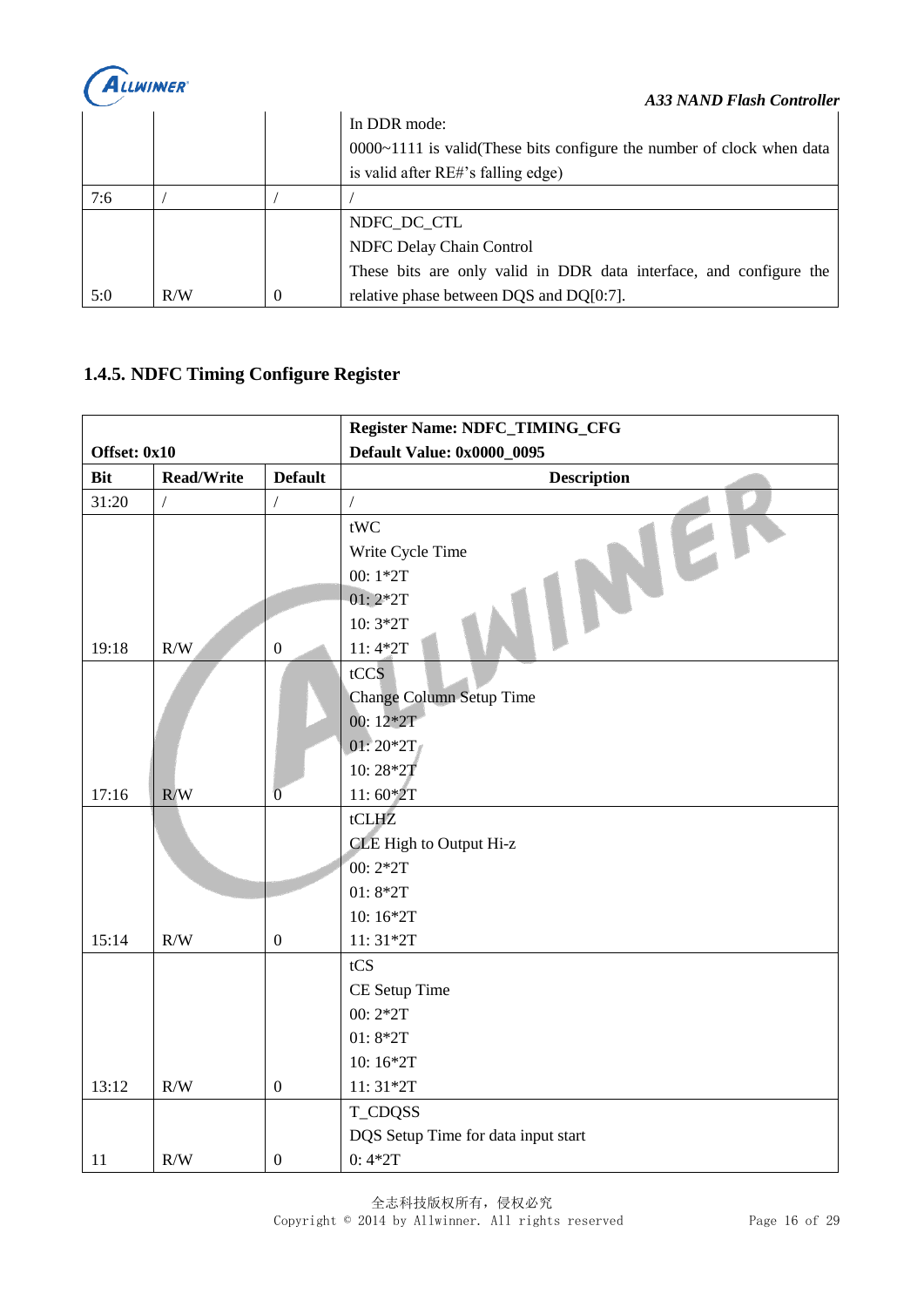| | | | In DDR mode:<br>0000~1111 is valid(These bits configure the number of clock when data is valid after RE#'s falling edge) |
|---|---|---|---|
| 7:6 | / | / | / |
| 5:0 | R/W | 0 | NDFC_DC_CTL<br>NDFC Delay Chain Control<br>These bits are only valid in DDR data interface, and configure the relative phase between DQS and DQ[0:7]. |

### 1.4.5. NDFC Timing Configure Register

| **Offset: 0x10** | | | **Register Name: NDFC_TIMING_CFG**<br>**Default Value: 0x0000_0095** |
|---|---|---|---|
| **Bit** | **Read/Write** | **Default** | **Description** |
| 31:20 | / | / | / |
| 19:18 | R/W | 0 | tWC<br>Write Cycle Time<br>00: 1*2T<br>01: 2*2T<br>10: 3*2T<br>11: 4*2T |
| 17:16 | R/W | 0 | tCCS<br>Change Column Setup Time<br>00: 12*2T<br>01: 20*2T<br>10: 28*2T<br>11: 60*2T |
| 15:14 | R/W | 0 | tCLHZ<br>CLE High to Output Hi-z<br>00: 2*2T<br>01: 8*2T<br>10: 16*2T<br>11: 31*2T |
| 13:12 | R/W | 0 | tCS<br>CE Setup Time<br>00: 2*2T<br>01: 8*2T<br>10: 16*2T<br>11: 31*2T |
| 11 | R/W | 0 | T_CDQSS<br>DQS Setup Time for data input start<br>0: 4*2T |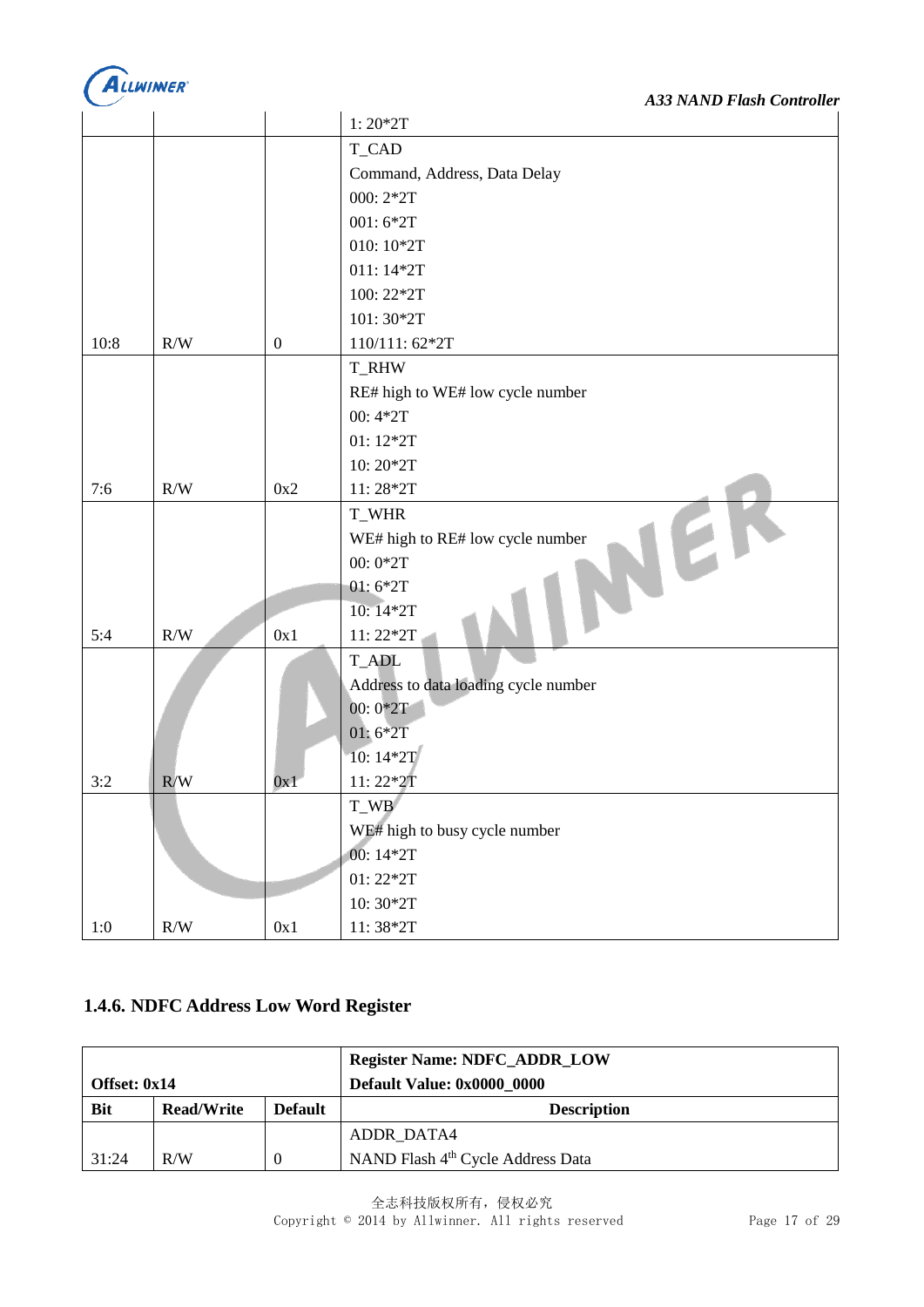| | | | 1: 20*2T |
|---|---|---|---|
| 10:8 | R/W | 0 | T_CAD<br>Command, Address, Data Delay<br>000: 2*2T<br>001: 6*2T<br>010: 10*2T<br>011: 14*2T<br>100: 22*2T<br>101: 30*2T<br>110/111: 62*2T |
| 7:6 | R/W | 0x2 | T_RHW<br>RE# high to WE# low cycle number<br>00: 4*2T<br>01: 12*2T<br>10: 20*2T<br>11: 28*2T |
| 5:4 | R/W | 0x1 | T_WHR<br>WE# high to RE# low cycle number<br>00: 0*2T<br>01: 6*2T<br>10: 14*2T<br>11: 22*2T |
| 3:2 | R/W | 0x1 | T_ADL<br>Address to data loading cycle number<br>00: 0*2T<br>01: 6*2T<br>10: 14*2T<br>11: 22*2T |
| 1:0 | R/W | 0x1 | T_WB<br>WE# high to busy cycle number<br>00: 14*2T<br>01: 22*2T<br>10: 30*2T<br>11: 38*2T |

### 1.4.6. NDFC Address Low Word Register

| **Offset: 0x14** | | | **Register Name: NDFC_ADDR_LOW**<br>**Default Value: 0x0000_0000** |
|---|---|---|---|
| **Bit** | **Read/Write** | **Default** | **Description** |
| 31:24 | R/W | 0 | ADDR_DATA4<br>NAND Flash 4th Cycle Address Data |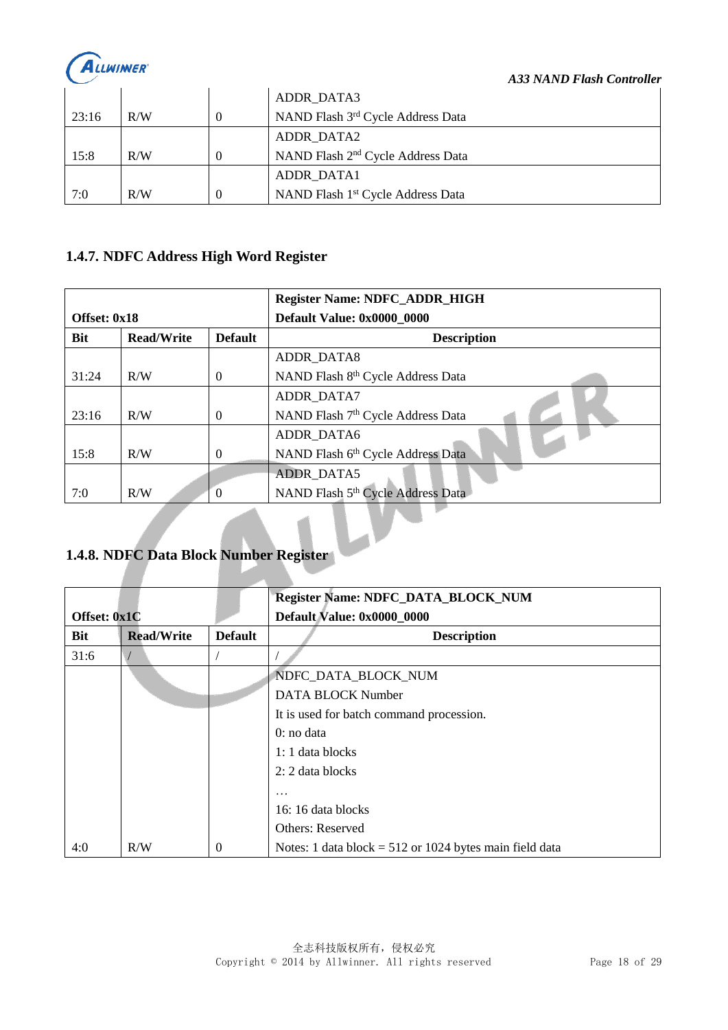| 23:16 | R/W | 0 | ADDR_DATA3<br>NAND Flash 3rd Cycle Address Data |
|---|---|---|---|
| 15:8 | R/W | 0 | ADDR_DATA2<br>NAND Flash 2nd Cycle Address Data |
| 7:0 | R/W | 0 | ADDR_DATA1<br>NAND Flash 1st Cycle Address Data |

### 1.4.7. NDFC Address High Word Register

| Offset: 0x18 | | | Register Name: NDFC_ADDR_HIGH<br>Default Value: 0x0000_0000 |
|---|---|---|---|
| **Bit** | **Read/Write** | **Default** | **Description** |
| 31:24 | R/W | 0 | ADDR_DATA8<br>NAND Flash 8th Cycle Address Data |
| 23:16 | R/W | 0 | ADDR_DATA7<br>NAND Flash 7th Cycle Address Data |
| 15:8 | R/W | 0 | ADDR_DATA6<br>NAND Flash 6th Cycle Address Data |
| 7:0 | R/W | 0 | ADDR_DATA5<br>NAND Flash 5th Cycle Address Data |

### 1.4.8. NDFC Data Block Number Register

| Offset: 0x1C | | | Register Name: NDFC_DATA_BLOCK_NUM<br>Default Value: 0x0000_0000 |
|---|---|---|---|
| **Bit** | **Read/Write** | **Default** | **Description** |
| 31:6 | / | / | / |
| 4:0 | R/W | 0 | NDFC_DATA_BLOCK_NUM<br>DATA BLOCK Number<br>It is used for batch command procession.<br>0: no data<br>1: 1 data blocks<br>2: 2 data blocks<br>…<br>16: 16 data blocks<br>Others: Reserved<br>Notes: 1 data block = 512 or 1024 bytes main field data |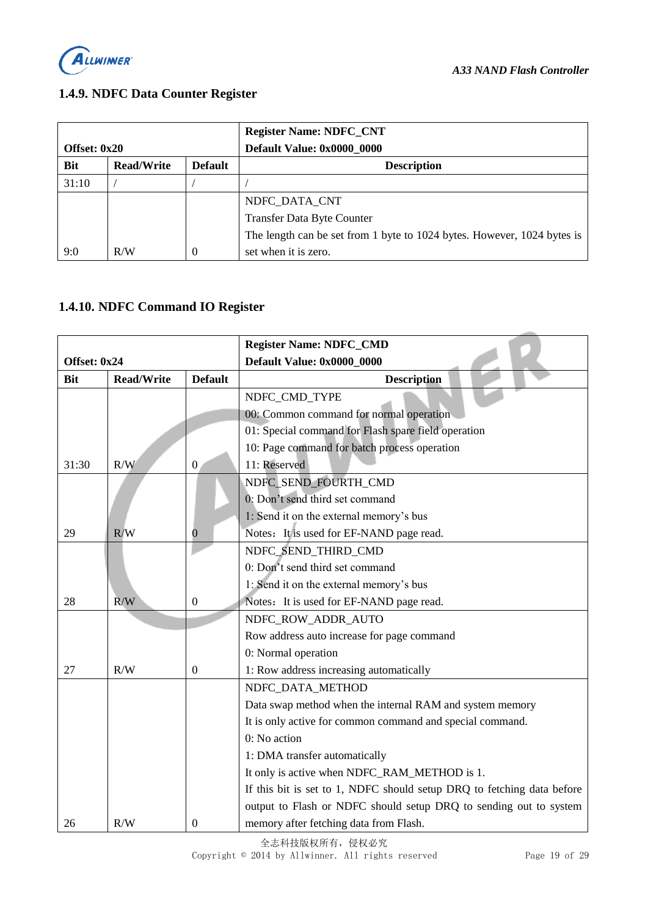### 1.4.9. NDFC Data Counter Register

| Offset: 0x20 | | | Register Name: NDFC_CNT<br>Default Value: 0x0000_0000 |
|---|---|---|---|
| **Bit** | **Read/Write** | **Default** | **Description** |
| 31:10 | / | / | / |
| 9:0 | R/W | 0 | NDFC_DATA_CNT<br>Transfer Data Byte Counter<br>The length can be set from 1 byte to 1024 bytes. However, 1024 bytes is set when it is zero. |

### 1.4.10. NDFC Command IO Register

| Offset: 0x24 | | | Register Name: NDFC_CMD<br>Default Value: 0x0000_0000 |
|---|---|---|---|
| **Bit** | **Read/Write** | **Default** | **Description** |
| 31:30 | R/W | 0 | NDFC_CMD_TYPE<br>00: Common command for normal operation<br>01: Special command for Flash spare field operation<br>10: Page command for batch process operation<br>11: Reserved |
| 29 | R/W | 0 | NDFC_SEND_FOURTH_CMD<br>0: Don't send third set command<br>1: Send it on the external memory's bus<br>Notes：It is used for EF-NAND page read. |
| 28 | R/W | 0 | NDFC_SEND_THIRD_CMD<br>0: Don't send third set command<br>1: Send it on the external memory's bus<br>Notes：It is used for EF-NAND page read. |
| 27 | R/W | 0 | NDFC_ROW_ADDR_AUTO<br>Row address auto increase for page command<br>0: Normal operation<br>1: Row address increasing automatically |
| 26 | R/W | 0 | NDFC_DATA_METHOD<br>Data swap method when the internal RAM and system memory<br>It is only active for common command and special command.<br>0: No action<br>1: DMA transfer automatically<br>It only is active when NDFC_RAM_METHOD is 1.<br>If this bit is set to 1, NDFC should setup DRQ to fetching data before output to Flash or NDFC should setup DRQ to sending out to system memory after fetching data from Flash. |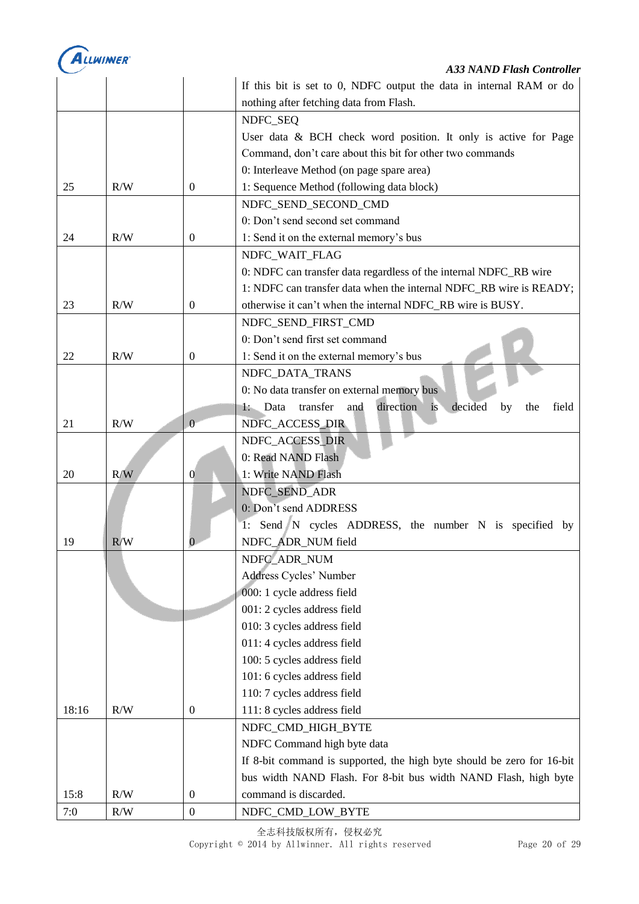| | | | If this bit is set to 0, NDFC output the data in internal RAM or do nothing after fetching data from Flash. |
|---|---|---|---|
| 25 | R/W | 0 | NDFC_SEQ<br>User data & BCH check word position. It only is active for Page Command, don't care about this bit for other two commands<br>0: Interleave Method (on page spare area)<br>1: Sequence Method (following data block) |
| 24 | R/W | 0 | NDFC_SEND_SECOND_CMD<br>0: Don't send second set command<br>1: Send it on the external memory's bus |
| 23 | R/W | 0 | NDFC_WAIT_FLAG<br>0: NDFC can transfer data regardless of the internal NDFC_RB wire<br>1: NDFC can transfer data when the internal NDFC_RB wire is READY; otherwise it can't when the internal NDFC_RB wire is BUSY. |
| 22 | R/W | 0 | NDFC_SEND_FIRST_CMD<br>0: Don't send first set command<br>1: Send it on the external memory's bus |
| 21 | R/W | 0 | NDFC_DATA_TRANS<br>0: No data transfer on external memory bus<br>1: Data transfer and direction is decided by the field NDFC_ACCESS_DIR |
| 20 | R/W | 0 | NDFC_ACCESS_DIR<br>0: Read NAND Flash<br>1: Write NAND Flash |
| 19 | R/W | 0 | NDFC_SEND_ADR<br>0: Don't send ADDRESS<br>1: Send N cycles ADDRESS, the number N is specified by NDFC_ADR_NUM field |
| 18:16 | R/W | 0 | NDFC_ADR_NUM<br>Address Cycles' Number<br>000: 1 cycle address field<br>001: 2 cycles address field<br>010: 3 cycles address field<br>011: 4 cycles address field<br>100: 5 cycles address field<br>101: 6 cycles address field<br>110: 7 cycles address field<br>111: 8 cycles address field |
| 15:8 | R/W | 0 | NDFC_CMD_HIGH_BYTE<br>NDFC Command high byte data<br>If 8-bit command is supported, the high byte should be zero for 16-bit bus width NAND Flash. For 8-bit bus width NAND Flash, high byte command is discarded. |
| 7:0 | R/W | 0 | NDFC_CMD_LOW_BYTE |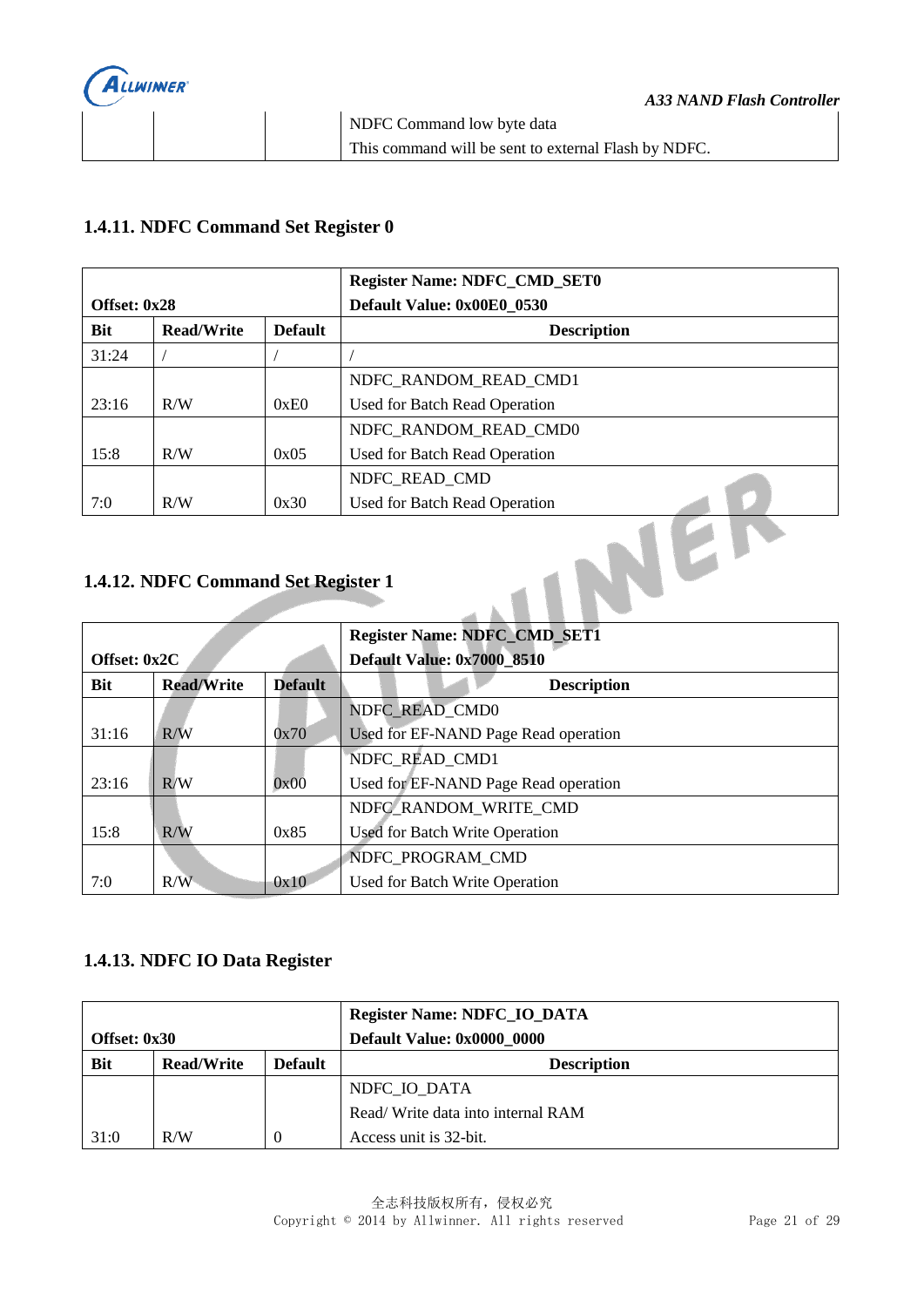| | | | NDFC Command low byte data<br>This command will be sent to external Flash by NDFC. |
|---|---|---|---|

### 1.4.11. NDFC Command Set Register 0

| Offset: 0x28 | | | Register Name: NDFC_CMD_SET0<br>Default Value: 0x00E0_0530 |
|---|---|---|---|
| **Bit** | **Read/Write** | **Default** | **Description** |
| 31:24 | / | / | / |
| 23:16 | R/W | 0xE0 | NDFC_RANDOM_READ_CMD1<br>Used for Batch Read Operation |
| 15:8 | R/W | 0x05 | NDFC_RANDOM_READ_CMD0<br>Used for Batch Read Operation |
| 7:0 | R/W | 0x30 | NDFC_READ_CMD<br>Used for Batch Read Operation |

### 1.4.12. NDFC Command Set Register 1

| Offset: 0x2C | | | Register Name: NDFC_CMD_SET1<br>Default Value: 0x7000_8510 |
|---|---|---|---|
| **Bit** | **Read/Write** | **Default** | **Description** |
| 31:16 | R/W | 0x70 | NDFC_READ_CMD0<br>Used for EF-NAND Page Read operation |
| 23:16 | R/W | 0x00 | NDFC_READ_CMD1<br>Used for EF-NAND Page Read operation |
| 15:8 | R/W | 0x85 | NDFC_RANDOM_WRITE_CMD<br>Used for Batch Write Operation |
| 7:0 | R/W | 0x10 | NDFC_PROGRAM_CMD<br>Used for Batch Write Operation |

### 1.4.13. NDFC IO Data Register

| Offset: 0x30 | | | Register Name: NDFC_IO_DATA<br>Default Value: 0x0000_0000 |
|---|---|---|---|
| **Bit** | **Read/Write** | **Default** | **Description** |
| 31:0 | R/W | 0 | NDFC_IO_DATA<br>Read/ Write data into internal RAM<br>Access unit is 32-bit. |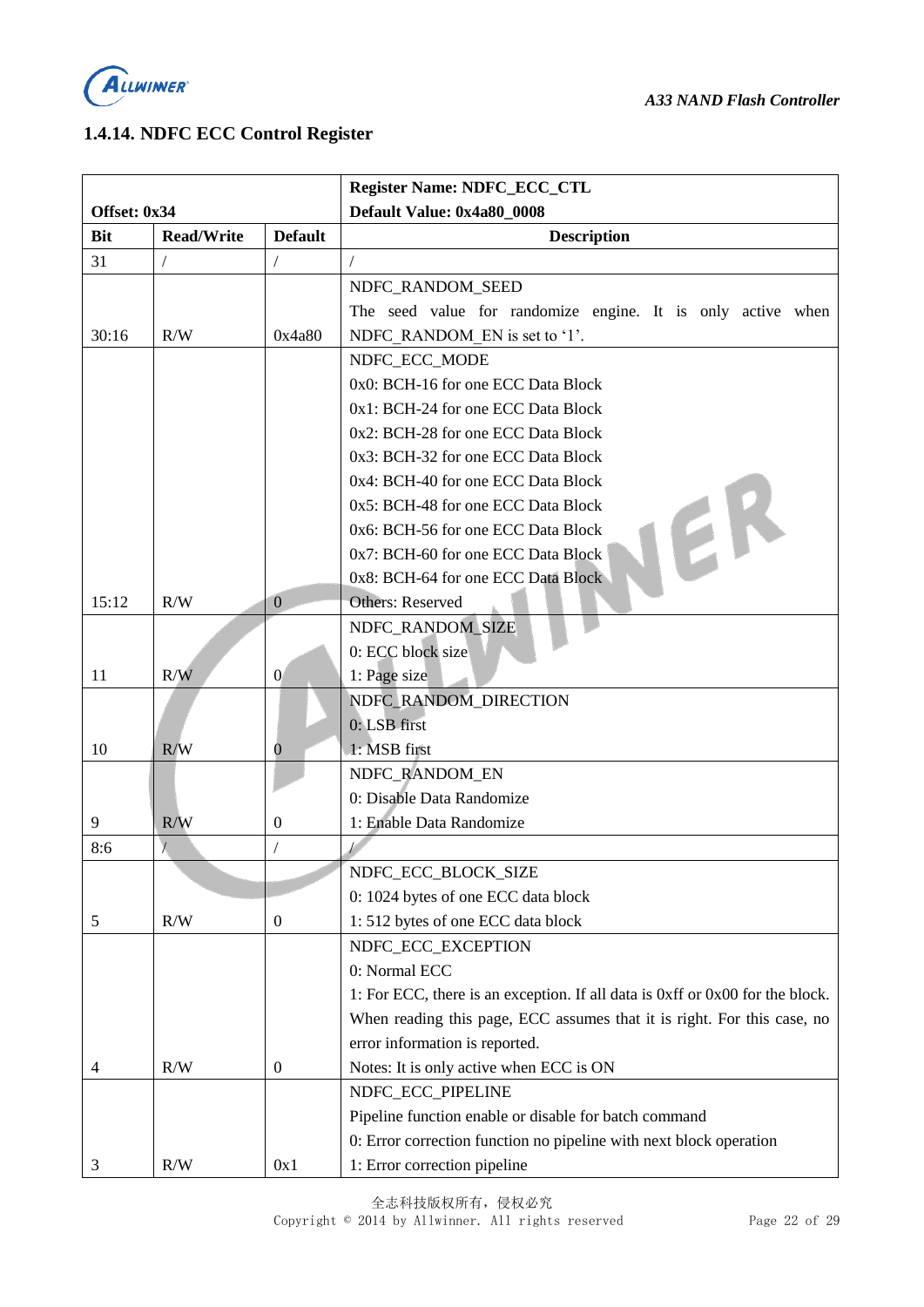### 1.4.14. NDFC ECC Control Register

| Offset: 0x34 | | | Register Name: NDFC_ECC_CTL<br>Default Value: 0x4a80_0008 |
|---|---|---|---|
| **Bit** | **Read/Write** | **Default** | **Description** |
| 31 | / | / | / |
| 30:16 | R/W | 0x4a80 | NDFC_RANDOM_SEED<br>The seed value for randomize engine. It is only active when NDFC_RANDOM_EN is set to '1'. |
| 15:12 | R/W | 0 | NDFC_ECC_MODE<br>0x0: BCH-16 for one ECC Data Block<br>0x1: BCH-24 for one ECC Data Block<br>0x2: BCH-28 for one ECC Data Block<br>0x3: BCH-32 for one ECC Data Block<br>0x4: BCH-40 for one ECC Data Block<br>0x5: BCH-48 for one ECC Data Block<br>0x6: BCH-56 for one ECC Data Block<br>0x7: BCH-60 for one ECC Data Block<br>0x8: BCH-64 for one ECC Data Block<br>Others: Reserved |
| 11 | R/W | 0 | NDFC_RANDOM_SIZE<br>0: ECC block size<br>1: Page size |
| 10 | R/W | 0 | NDFC_RANDOM_DIRECTION<br>0: LSB first<br>1: MSB first |
| 9 | R/W | 0 | NDFC_RANDOM_EN<br>0: Disable Data Randomize<br>1: Enable Data Randomize |
| 8:6 | / | / | / |
| 5 | R/W | 0 | NDFC_ECC_BLOCK_SIZE<br>0: 1024 bytes of one ECC data block<br>1: 512 bytes of one ECC data block |
| 4 | R/W | 0 | NDFC_ECC_EXCEPTION<br>0: Normal ECC<br>1: For ECC, there is an exception. If all data is 0xff or 0x00 for the block. When reading this page, ECC assumes that it is right. For this case, no error information is reported.<br>Notes: It is only active when ECC is ON |
| 3 | R/W | 0x1 | NDFC_ECC_PIPELINE<br>Pipeline function enable or disable for batch command<br>0: Error correction function no pipeline with next block operation<br>1: Error correction pipeline |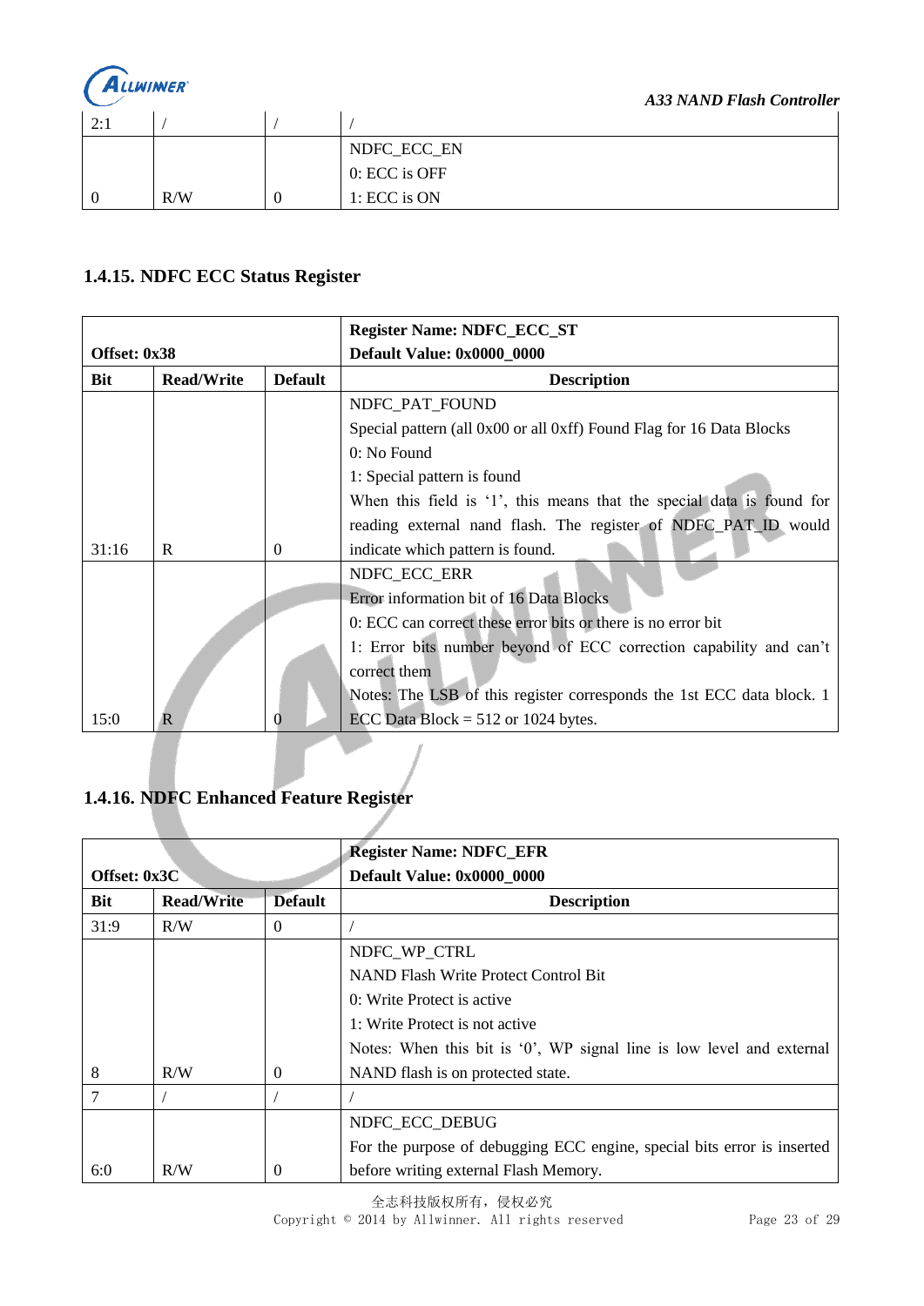| 2:1 | / | / | / |
|---|---|---|---|
| 0 | R/W | 0 | NDFC_ECC_EN<br>0: ECC is OFF<br>1: ECC is ON |

### 1.4.15. NDFC ECC Status Register

| Offset: 0x38 | | | Register Name: NDFC_ECC_ST<br>Default Value: 0x0000_0000 |
|---|---|---|---|
| **Bit** | **Read/Write** | **Default** | **Description** |
| 31:16 | R | 0 | NDFC_PAT_FOUND<br>Special pattern (all 0x00 or all 0xff) Found Flag for 16 Data Blocks<br>0: No Found<br>1: Special pattern is found<br>When this field is '1', this means that the special data is found for reading external nand flash. The register of NDFC_PAT_ID would indicate which pattern is found. |
| 15:0 | R | 0 | NDFC_ECC_ERR<br>Error information bit of 16 Data Blocks<br>0: ECC can correct these error bits or there is no error bit<br>1: Error bits number beyond of ECC correction capability and can't correct them<br>Notes: The LSB of this register corresponds the 1st ECC data block. 1 ECC Data Block = 512 or 1024 bytes. |

### 1.4.16. NDFC Enhanced Feature Register

| Offset: 0x3C | | | Register Name: NDFC_EFR<br>Default Value: 0x0000_0000 |
|---|---|---|---|
| **Bit** | **Read/Write** | **Default** | **Description** |
| 31:9 | R/W | 0 | / |
| 8 | R/W | 0 | NDFC_WP_CTRL<br>NAND Flash Write Protect Control Bit<br>0: Write Protect is active<br>1: Write Protect is not active<br>Notes: When this bit is '0', WP signal line is low level and external NAND flash is on protected state. |
| 7 | / | / | / |
| 6:0 | R/W | 0 | NDFC_ECC_DEBUG<br>For the purpose of debugging ECC engine, special bits error is inserted before writing external Flash Memory. |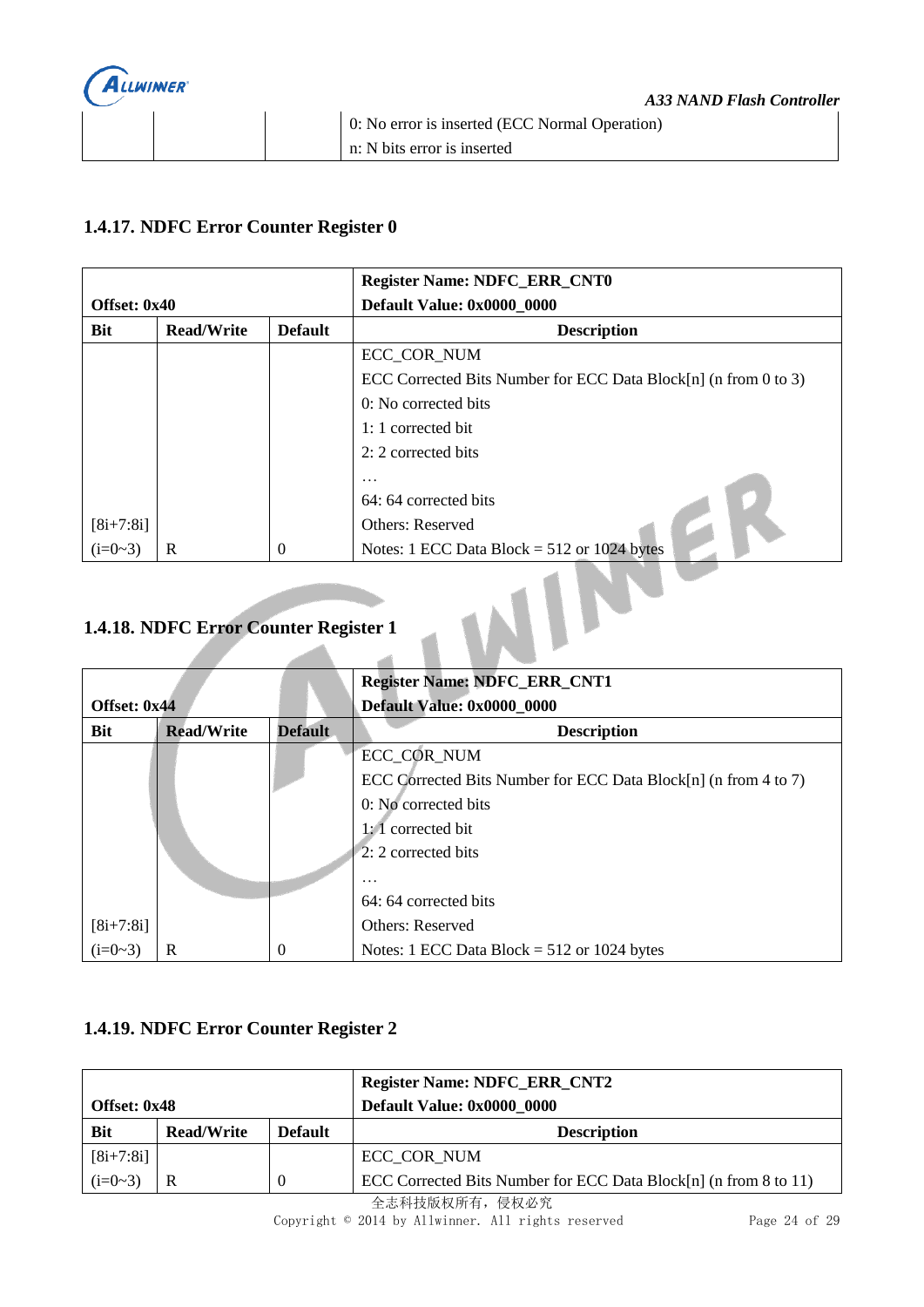| | | | 0: No error is inserted (ECC Normal Operation)<br>n: N bits error is inserted |
|---|---|---|---|

### 1.4.17. NDFC Error Counter Register 0

| Offset: 0x40 | | | Register Name: NDFC_ERR_CNT0<br>Default Value: 0x0000_0000 |
|---|---|---|---|
| **Bit** | **Read/Write** | **Default** | **Description** |
| [8i+7:8i]<br>(i=0~3) | R | 0 | ECC_COR_NUM<br>ECC Corrected Bits Number for ECC Data Block[n] (n from 0 to 3)<br>0: No corrected bits<br>1: 1 corrected bit<br>2: 2 corrected bits<br>…<br>64: 64 corrected bits<br>Others: Reserved<br>Notes: 1 ECC Data Block = 512 or 1024 bytes |

### 1.4.18. NDFC Error Counter Register 1

| Offset: 0x44 | | | Register Name: NDFC_ERR_CNT1<br>Default Value: 0x0000_0000 |
|---|---|---|---|
| **Bit** | **Read/Write** | **Default** | **Description** |
| [8i+7:8i]<br>(i=0~3) | R | 0 | ECC_COR_NUM<br>ECC Corrected Bits Number for ECC Data Block[n] (n from 4 to 7)<br>0: No corrected bits<br>1: 1 corrected bit<br>2: 2 corrected bits<br>…<br>64: 64 corrected bits<br>Others: Reserved<br>Notes: 1 ECC Data Block = 512 or 1024 bytes |

### 1.4.19. NDFC Error Counter Register 2

| Offset: 0x48 | | | Register Name: NDFC_ERR_CNT2<br>Default Value: 0x0000_0000 |
|---|---|---|---|
| **Bit** | **Read/Write** | **Default** | **Description** |
| [8i+7:8i]<br>(i=0~3) | R | 0 | ECC_COR_NUM<br>ECC Corrected Bits Number for ECC Data Block[n] (n from 8 to 11) |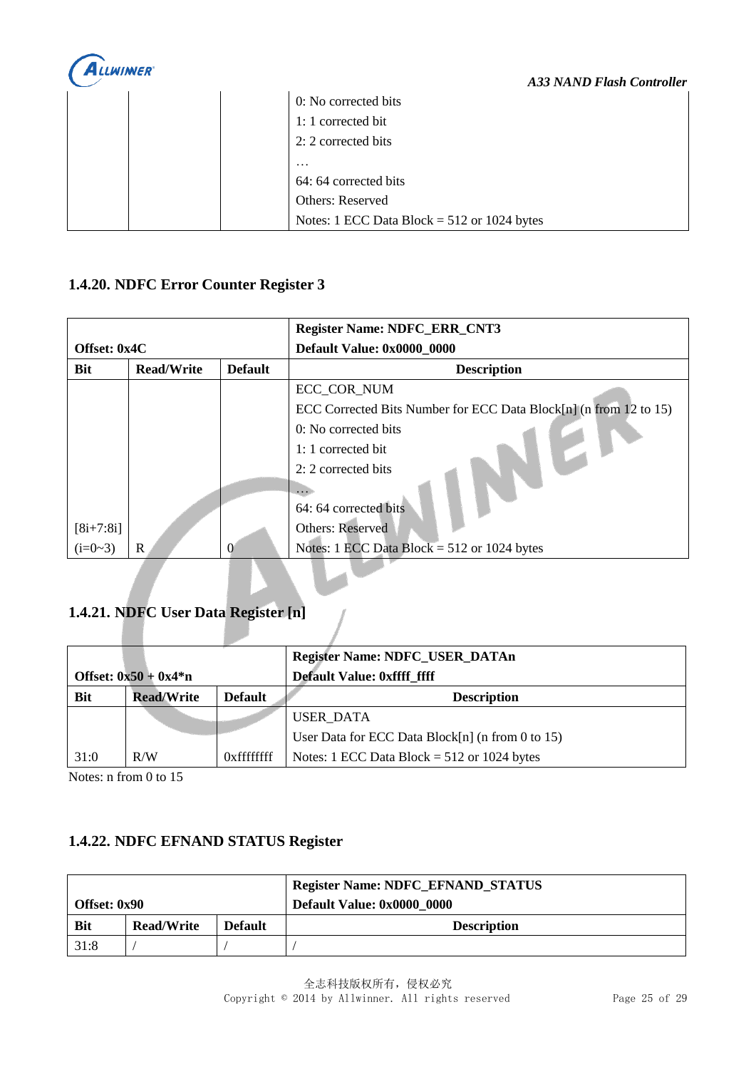| | | | 0: No corrected bits<br>1: 1 corrected bit<br>2: 2 corrected bits<br>…<br>64: 64 corrected bits<br>Others: Reserved<br>Notes: 1 ECC Data Block = 512 or 1024 bytes |
|---|---|---|---|

### 1.4.20. NDFC Error Counter Register 3

| Offset: 0x4C | | | Register Name: NDFC_ERR_CNT3<br>Default Value: 0x0000_0000 |
|---|---|---|---|
| **Bit** | **Read/Write** | **Default** | **Description** |
| [8i+7:8i]<br>(i=0~3) | R | 0 | ECC_COR_NUM<br>ECC Corrected Bits Number for ECC Data Block[n] (n from 12 to 15)<br>0: No corrected bits<br>1: 1 corrected bit<br>2: 2 corrected bits<br>…<br>64: 64 corrected bits<br>Others: Reserved<br>Notes: 1 ECC Data Block = 512 or 1024 bytes |

### 1.4.21. NDFC User Data Register [n]

| Offset: 0x50 + 0x4*n | | | Register Name: NDFC_USER_DATAn<br>Default Value: 0xffff_ffff |
|---|---|---|---|
| **Bit** | **Read/Write** | **Default** | **Description** |
| 31:0 | R/W | 0xffffffff | USER_DATA<br>User Data for ECC Data Block[n] (n from 0 to 15)<br>Notes: 1 ECC Data Block = 512 or 1024 bytes |

Notes: n from 0 to 15

### 1.4.22. NDFC EFNAND STATUS Register

| Offset: 0x90 | | | Register Name: NDFC_EFNAND_STATUS<br>Default Value: 0x0000_0000 |
|---|---|---|---|
| **Bit** | **Read/Write** | **Default** | **Description** |
| 31:8 | / | / | / |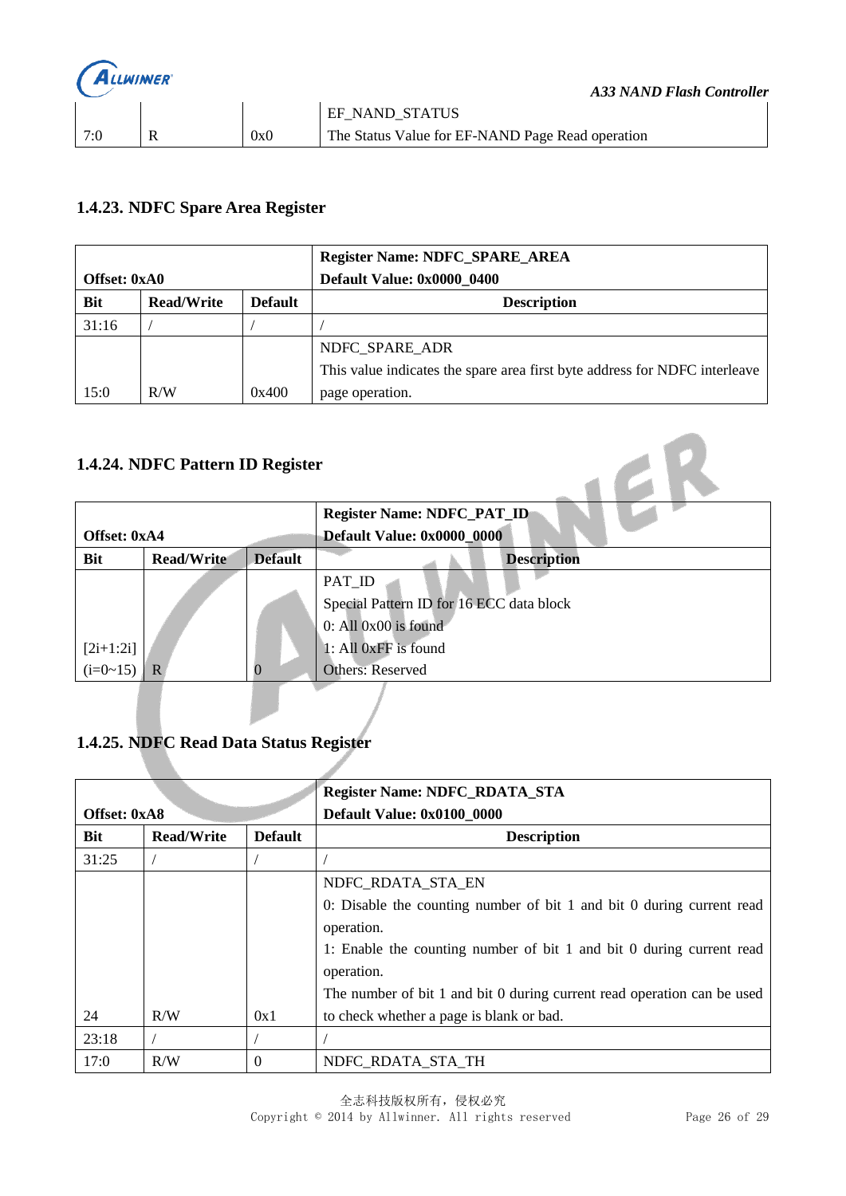| 7:0 | R | 0x0 | EF_NAND_STATUS<br>The Status Value for EF-NAND Page Read operation |
|---|---|---|---|

### 1.4.23. NDFC Spare Area Register

| Offset: 0xA0 | | | Register Name: NDFC_SPARE_AREA<br>Default Value: 0x0000_0400 |
|---|---|---|---|
| **Bit** | **Read/Write** | **Default** | **Description** |
| 31:16 | / | / | / |
| 15:0 | R/W | 0x400 | NDFC_SPARE_ADR<br>This value indicates the spare area first byte address for NDFC interleave page operation. |

### 1.4.24. NDFC Pattern ID Register

| Offset: 0xA4 | | | Register Name: NDFC_PAT_ID<br>Default Value: 0x0000_0000 |
|---|---|---|---|
| **Bit** | **Read/Write** | **Default** | **Description** |
| [2i+1:2i]<br>(i=0~15) | R | 0 | PAT_ID<br>Special Pattern ID for 16 ECC data block<br>0: All 0x00 is found<br>1: All 0xFF is found<br>Others: Reserved |

### 1.4.25. NDFC Read Data Status Register

| Offset: 0xA8 | | | Register Name: NDFC_RDATA_STA<br>Default Value: 0x0100_0000 |
|---|---|---|---|
| **Bit** | **Read/Write** | **Default** | **Description** |
| 31:25 | / | / | / |
| 24 | R/W | 0x1 | NDFC_RDATA_STA_EN<br>0: Disable the counting number of bit 1 and bit 0 during current read operation.<br>1: Enable the counting number of bit 1 and bit 0 during current read operation.<br>The number of bit 1 and bit 0 during current read operation can be used to check whether a page is blank or bad. |
| 23:18 | / | / | / |
| 17:0 | R/W | 0 | NDFC_RDATA_STA_TH |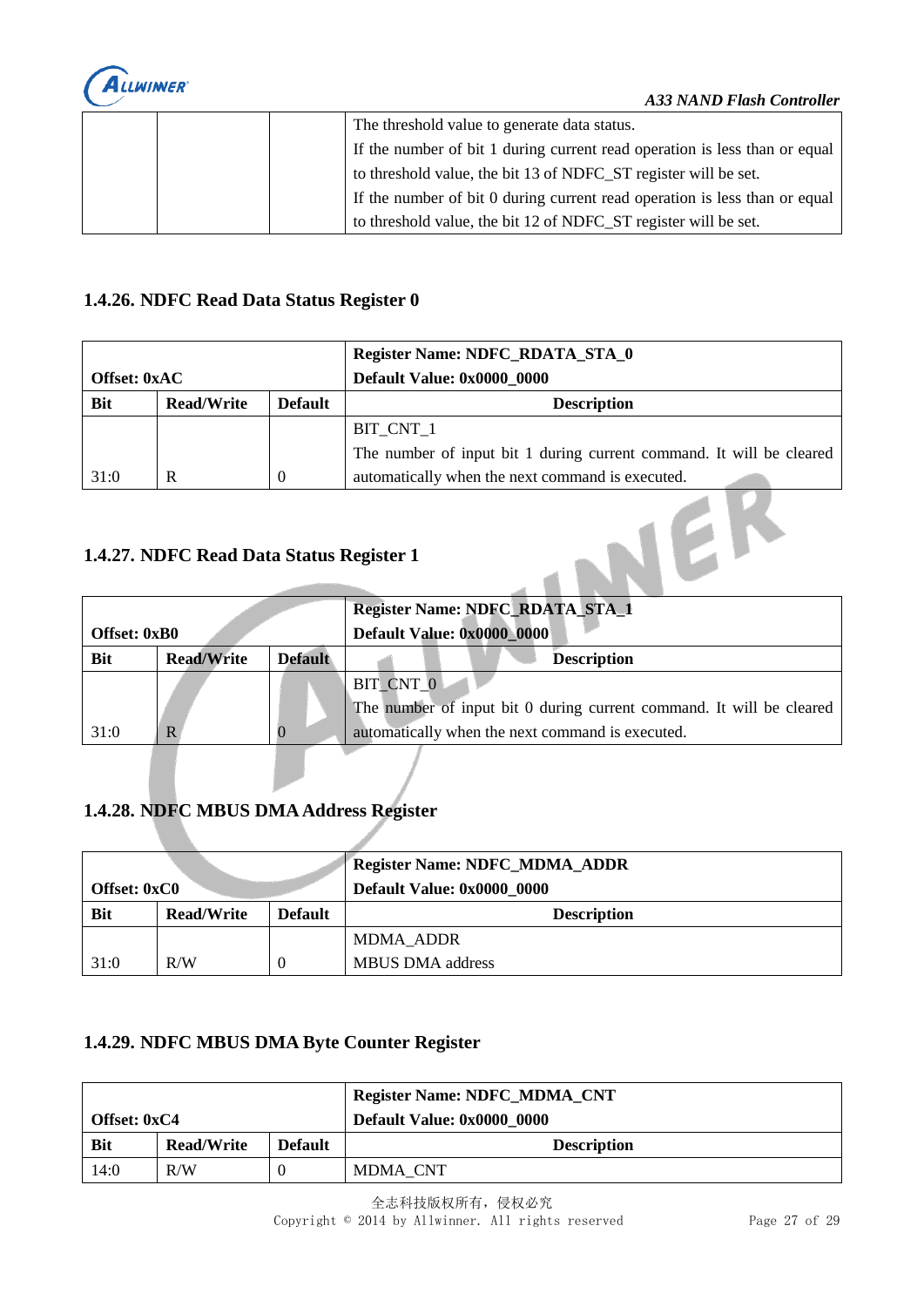| | | | The threshold value to generate data status.<br>If the number of bit 1 during current read operation is less than or equal to threshold value, the bit 13 of NDFC_ST register will be set.<br>If the number of bit 0 during current read operation is less than or equal to threshold value, the bit 12 of NDFC_ST register will be set. |
|---|---|---|---|

### 1.4.26. NDFC Read Data Status Register 0

| Offset: 0xAC | | | Register Name: NDFC_RDATA_STA_0<br>Default Value: 0x0000_0000 |
|---|---|---|---|
| **Bit** | **Read/Write** | **Default** | **Description** |
| 31:0 | R | 0 | BIT_CNT_1<br>The number of input bit 1 during current command. It will be cleared automatically when the next command is executed. |

### 1.4.27. NDFC Read Data Status Register 1

| Offset: 0xB0 | | | Register Name: NDFC_RDATA_STA_1<br>Default Value: 0x0000_0000 |
|---|---|---|---|
| **Bit** | **Read/Write** | **Default** | **Description** |
| 31:0 | R | 0 | BIT_CNT_0<br>The number of input bit 0 during current command. It will be cleared automatically when the next command is executed. |

### 1.4.28. NDFC MBUS DMA Address Register

| Offset: 0xC0 | | | Register Name: NDFC_MDMA_ADDR<br>Default Value: 0x0000_0000 |
|---|---|---|---|
| **Bit** | **Read/Write** | **Default** | **Description** |
| 31:0 | R/W | 0 | MDMA_ADDR<br>MBUS DMA address |

### 1.4.29. NDFC MBUS DMA Byte Counter Register

| Offset: 0xC4 | | | Register Name: NDFC_MDMA_CNT<br>Default Value: 0x0000_0000 |
|---|---|---|---|
| **Bit** | **Read/Write** | **Default** | **Description** |
| 14:0 | R/W | 0 | MDMA_CNT |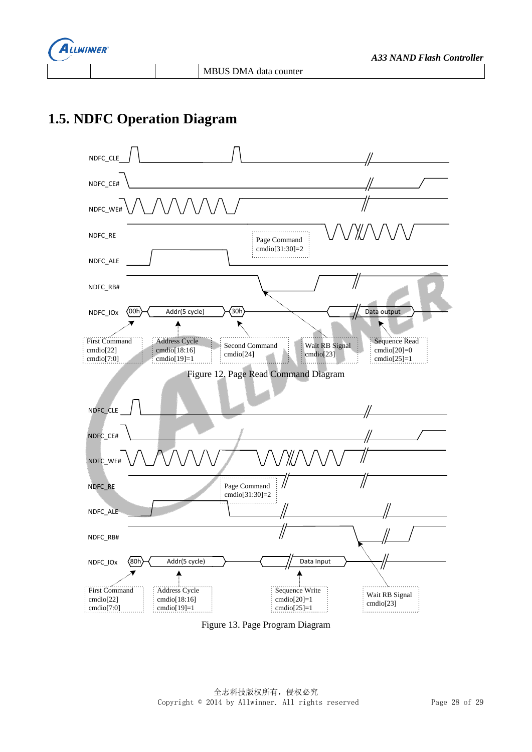| | | | MBUS DMA data counter |
|---|---|---|---|

## 1.5. NDFC Operation Diagram

NDFC_CLE

NDFC_CE#

NDFC_WE#

NDFC_RE

NDFC_ALE

NDFC_RB#

NDFC_IOx

00h | Addr(5 cycle) | 30h | Data output

Page Command
cmdio[31:30]=2

First Command
cmdio[22]
cmdio[7:0]

Address Cycle
cmdio[18:16]
cmdio[19]=1

Second Command
cmdio[24]

Wait RB Signal
cmdio[23]

Sequence Read
cmdio[20]=0
cmdio[25]=1

Figure 12. Page Read Command Diagram

NDFC_CLE

NDFC_CE#

NDFC_WE#

NDFC_RE

NDFC_ALE

NDFC_RB#

NDFC_IOx

80h | Addr(5 cycle) | Data Input

Page Command
cmdio[31:30]=2

First Command
cmdio[22]
cmdio[7:0]

Address Cycle
cmdio[18:16]
cmdio[19]=1

Sequence Write
cmdio[20]=1
cmdio[25]=1

Wait RB Signal
cmdio[23]

Figure 13. Page Program Diagram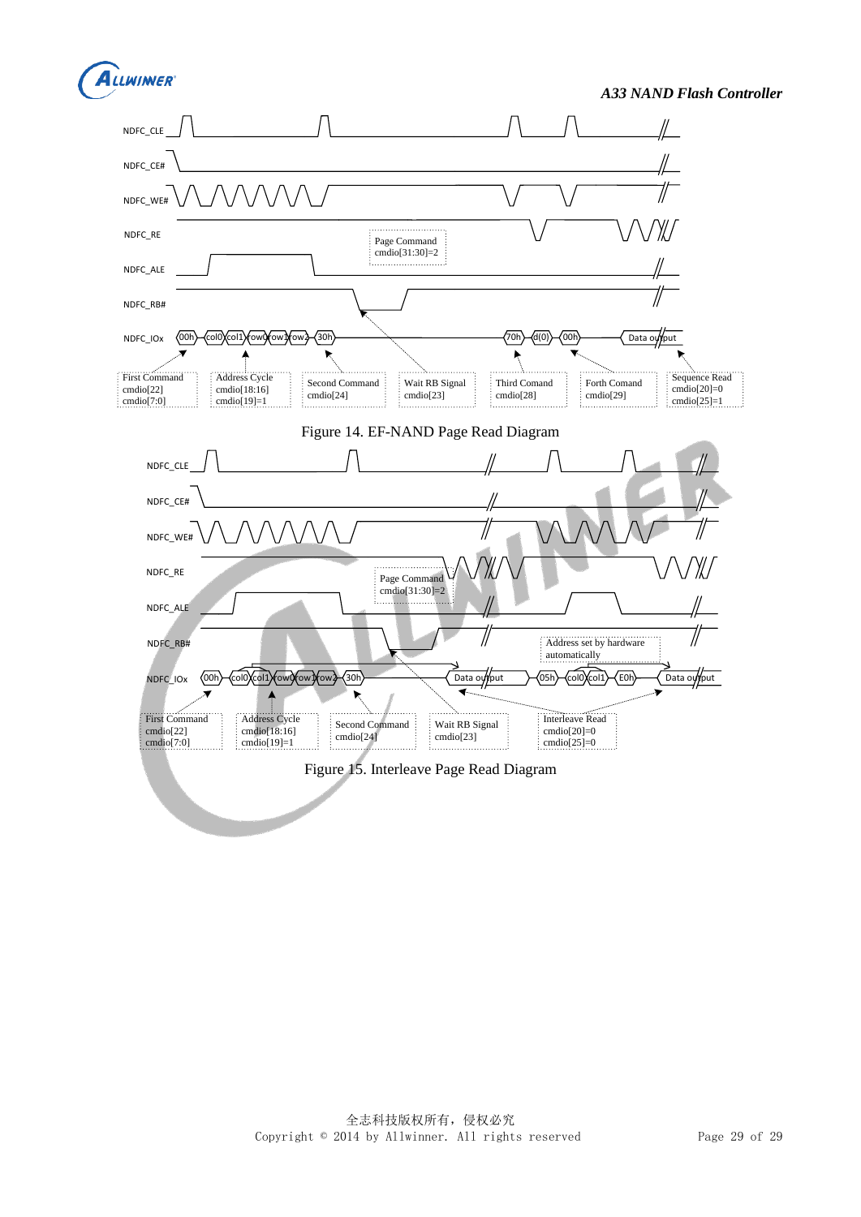NDFC_CLE

NDFC_CE#

NDFC_WE#

NDFC_RE

Page Command
cmdio[31:30]=2

NDFC_ALE

NDFC_RB#

NDFC_IOx

00h col0 col1 row0 row1 row2 30h 70h d(0) 00h Data output

First Command
cmdio[22]
cmdio[7:0]

Address Cycle
cmdio[18:16]
cmdio[19]=1

Second Command
cmdio[24]

Wait RB Signal
cmdio[23]

Third Comand
cmdio[28]

Forth Comand
cmdio[29]

Sequence Read
cmdio[20]=0
cmdio[25]=1

Figure 14. EF-NAND Page Read Diagram

NDFC_CLE

NDFC_CE#

NDFC_WE#

NDFC_RE

Page Command
cmdio[31:30]=2

NDFC_ALE

NDFC_RB#

Address set by hardware
automatically

NDFC_IOx

00h col0 col1 row0 row1 row2 30h Data output 05h col0 col1 E0h Data output

First Command
cmdio[22]
cmdio[7:0]

Address Cycle
cmdio[18:16]
cmdio[19]=1

Second Command
cmdio[24]

Wait RB Signal
cmdio[23]

Interleave Read
cmdio[20]=0
cmdio[25]=0

Figure 15. Interleave Page Read Diagram

全志科技版权所有，侵权必究
Copyright © 2014 by Allwinner. All rights reserved